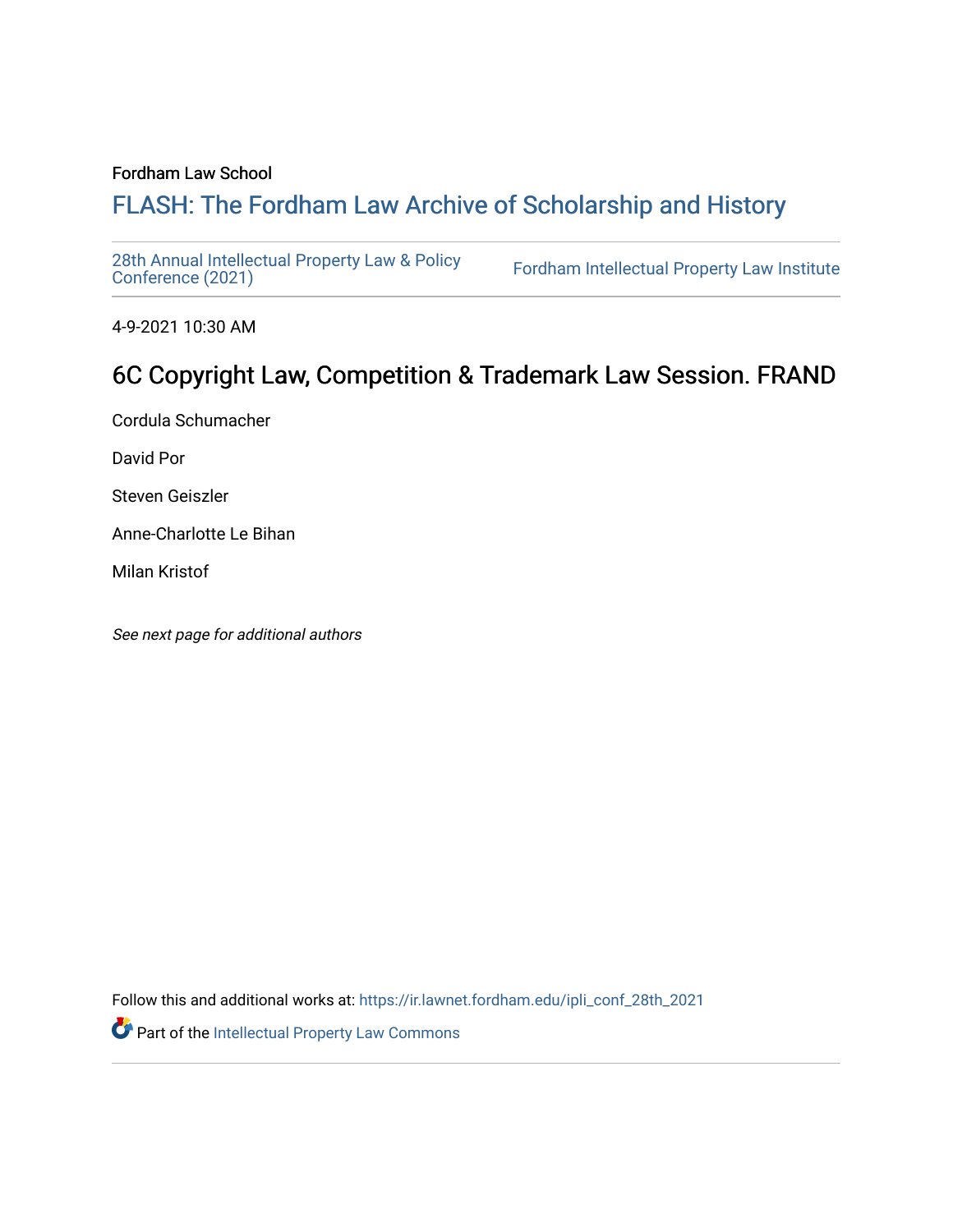Fordham Law School

# FLASH: The Fordham Law Archive of Scholarship and History

28th Annual Intellectual Property Law & Policy Conference (2021) | Fordham Intellectual Property Law Institute

4-9-2021 10:30 AM

## 6C Copyright Law, Competition & Trademark Law Session. FRAND

Cordula Schumacher

David Por

Steven Geiszler

Anne-Charlotte Le Bihan

Milan Kristof

*See next page for additional authors*

Follow this and additional works at: https://ir.lawnet.fordham.edu/ipli_conf_28th_2021

Part of the Intellectual Property Law Commons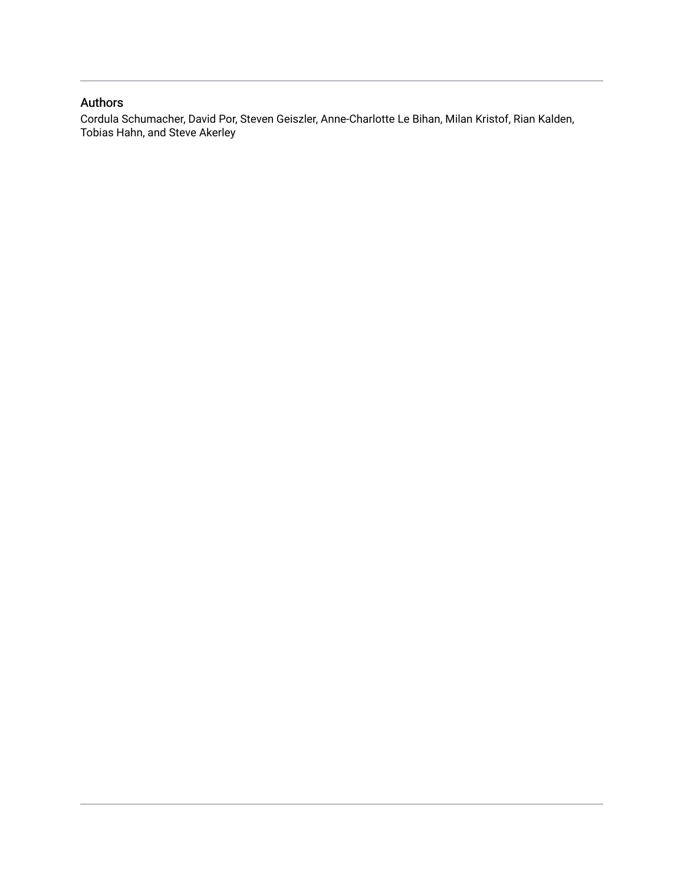## Authors

Cordula Schumacher, David Por, Steven Geiszler, Anne-Charlotte Le Bihan, Milan Kristof, Rian Kalden, Tobias Hahn, and Steve Akerley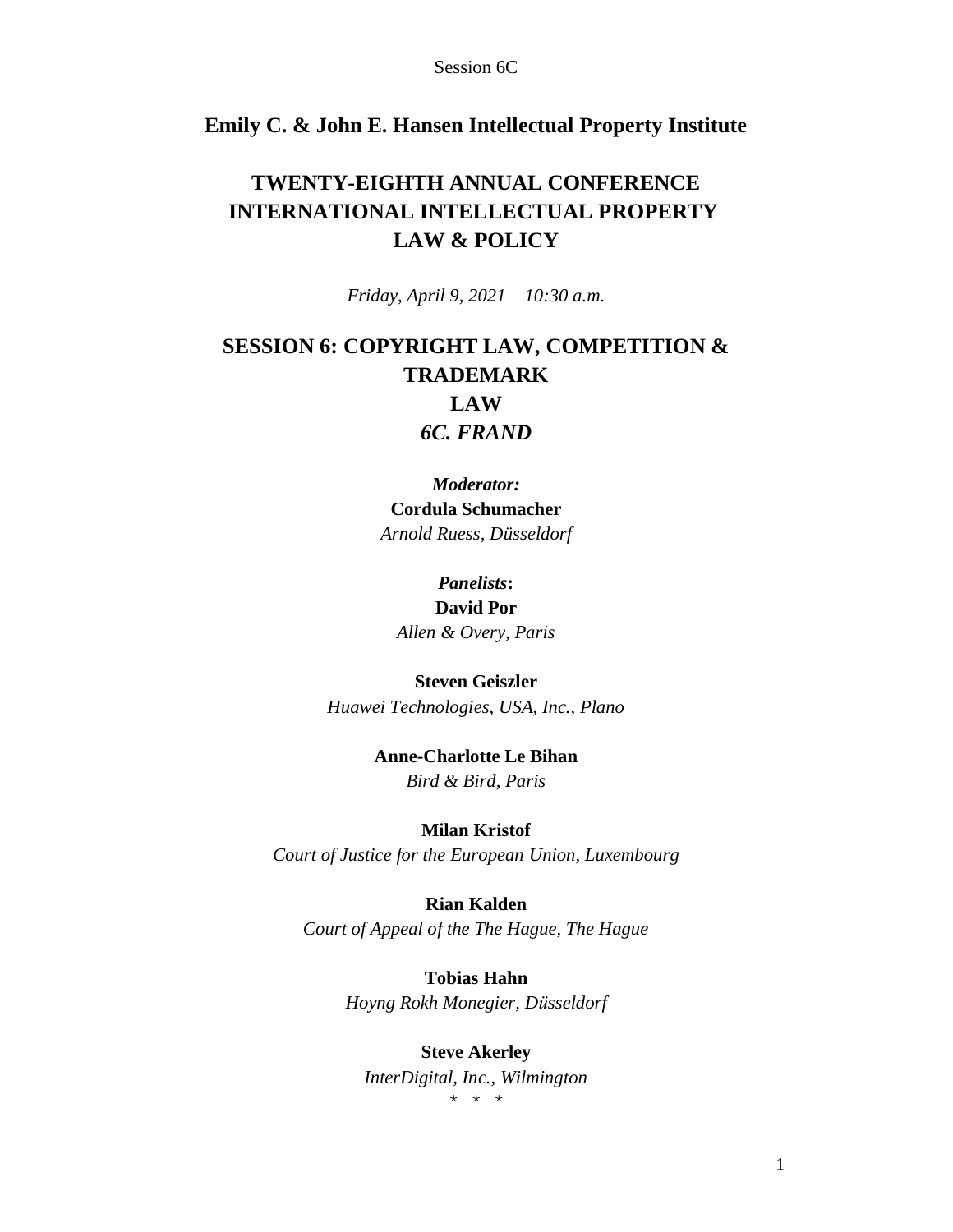Session 6C

**Emily C. & John E. Hansen Intellectual Property Institute**

# TWENTY-EIGHTH ANNUAL CONFERENCE INTERNATIONAL INTELLECTUAL PROPERTY LAW & POLICY

*Friday, April 9, 2021 – 10:30 a.m.*

## SESSION 6: COPYRIGHT LAW, COMPETITION & TRADEMARK LAW

## *6C. FRAND*

***Moderator:***
**Cordula Schumacher**
*Arnold Ruess, Düsseldorf*

***Panelists*:**

**David Por**
*Allen & Overy, Paris*

**Steven Geiszler**
*Huawei Technologies, USA, Inc., Plano*

**Anne-Charlotte Le Bihan**
*Bird & Bird, Paris*

**Milan Kristof**
*Court of Justice for the European Union, Luxembourg*

**Rian Kalden**
*Court of Appeal of the The Hague, The Hague*

**Tobias Hahn**
*Hoyng Rokh Monegier, Düsseldorf*

**Steve Akerley**
*InterDigital, Inc., Wilmington*

\* \* \*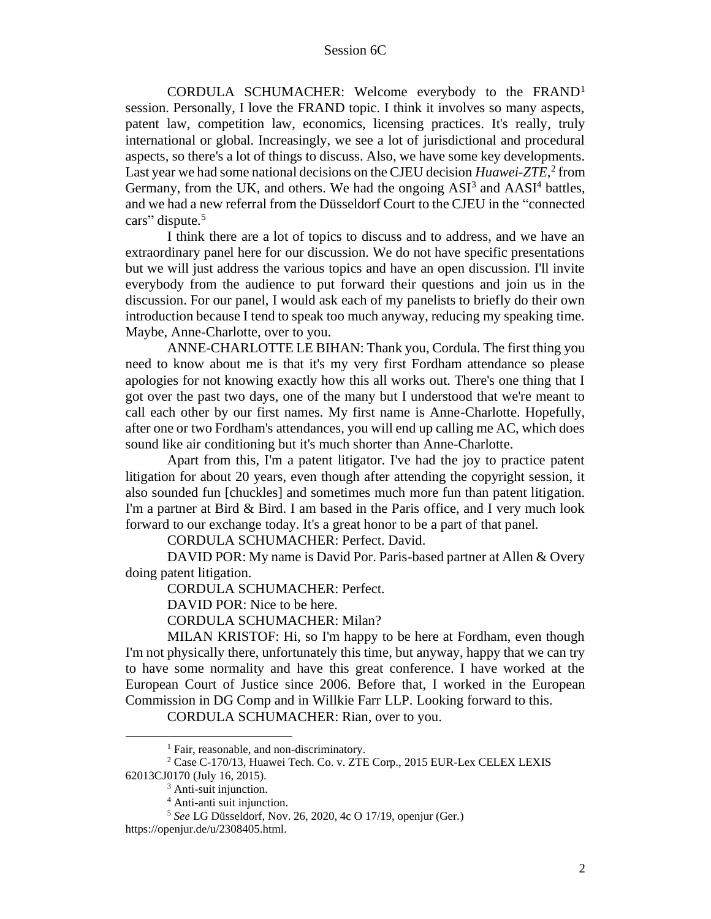CORDULA SCHUMACHER: Welcome everybody to the FRAND[1] session. Personally, I love the FRAND topic. I think it involves so many aspects, patent law, competition law, economics, licensing practices. It's really, truly international or global. Increasingly, we see a lot of jurisdictional and procedural aspects, so there's a lot of things to discuss. Also, we have some key developments. Last year we had some national decisions on the CJEU decision *Huawei-ZTE*,[2] from Germany, from the UK, and others. We had the ongoing ASI[3] and AASI[4] battles, and we had a new referral from the Düsseldorf Court to the CJEU in the "connected cars" dispute.[5]

I think there are a lot of topics to discuss and to address, and we have an extraordinary panel here for our discussion. We do not have specific presentations but we will just address the various topics and have an open discussion. I'll invite everybody from the audience to put forward their questions and join us in the discussion. For our panel, I would ask each of my panelists to briefly do their own introduction because I tend to speak too much anyway, reducing my speaking time. Maybe, Anne-Charlotte, over to you.

ANNE-CHARLOTTE LE BIHAN: Thank you, Cordula. The first thing you need to know about me is that it's my very first Fordham attendance so please apologies for not knowing exactly how this all works out. There's one thing that I got over the past two days, one of the many but I understood that we're meant to call each other by our first names. My first name is Anne-Charlotte. Hopefully, after one or two Fordham's attendances, you will end up calling me AC, which does sound like air conditioning but it's much shorter than Anne-Charlotte.

Apart from this, I'm a patent litigator. I've had the joy to practice patent litigation for about 20 years, even though after attending the copyright session, it also sounded fun [chuckles] and sometimes much more fun than patent litigation. I'm a partner at Bird & Bird. I am based in the Paris office, and I very much look forward to our exchange today. It's a great honor to be a part of that panel.

CORDULA SCHUMACHER: Perfect. David.

DAVID POR: My name is David Por. Paris-based partner at Allen & Overy doing patent litigation.

CORDULA SCHUMACHER: Perfect.

DAVID POR: Nice to be here.

CORDULA SCHUMACHER: Milan?

MILAN KRISTOF: Hi, so I'm happy to be here at Fordham, even though I'm not physically there, unfortunately this time, but anyway, happy that we can try to have some normality and have this great conference. I have worked at the European Court of Justice since 2006. Before that, I worked in the European Commission in DG Comp and in Willkie Farr LLP. Looking forward to this.

CORDULA SCHUMACHER: Rian, over to you.

---

[1] Fair, reasonable, and non-discriminatory.

[2] Case C-170/13, Huawei Tech. Co. v. ZTE Corp., 2015 EUR-Lex CELEX LEXIS 62013CJ0170 (July 16, 2015).

[3] Anti-suit injunction.

[4] Anti-anti suit injunction.

[5] *See* LG Düsseldorf, Nov. 26, 2020, 4c O 17/19, openjur (Ger.) https://openjur.de/u/2308405.html.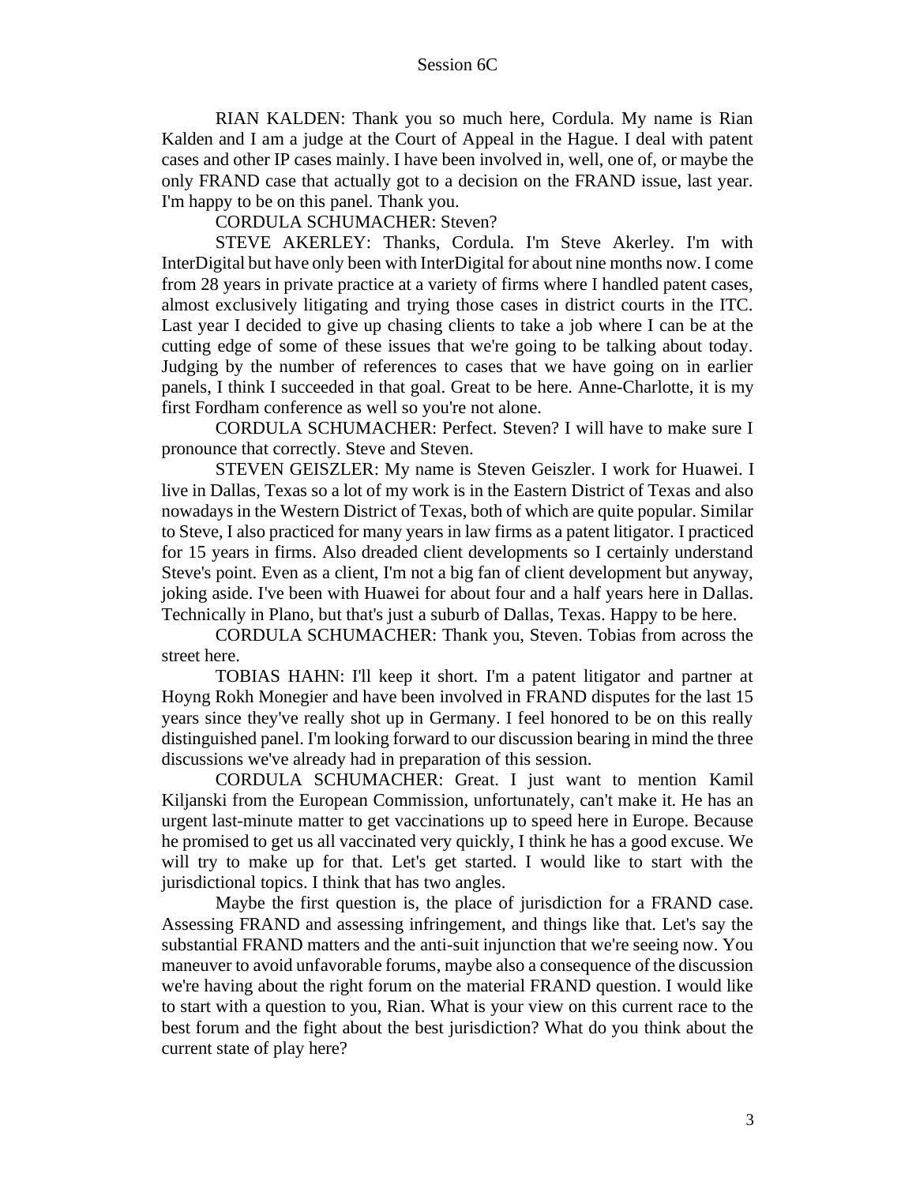RIAN KALDEN: Thank you so much here, Cordula. My name is Rian Kalden and I am a judge at the Court of Appeal in the Hague. I deal with patent cases and other IP cases mainly. I have been involved in, well, one of, or maybe the only FRAND case that actually got to a decision on the FRAND issue, last year. I'm happy to be on this panel. Thank you.

CORDULA SCHUMACHER: Steven?

STEVE AKERLEY: Thanks, Cordula. I'm Steve Akerley. I'm with InterDigital but have only been with InterDigital for about nine months now. I come from 28 years in private practice at a variety of firms where I handled patent cases, almost exclusively litigating and trying those cases in district courts in the ITC. Last year I decided to give up chasing clients to take a job where I can be at the cutting edge of some of these issues that we're going to be talking about today. Judging by the number of references to cases that we have going on in earlier panels, I think I succeeded in that goal. Great to be here. Anne-Charlotte, it is my first Fordham conference as well so you're not alone.

CORDULA SCHUMACHER: Perfect. Steven? I will have to make sure I pronounce that correctly. Steve and Steven.

STEVEN GEISZLER: My name is Steven Geiszler. I work for Huawei. I live in Dallas, Texas so a lot of my work is in the Eastern District of Texas and also nowadays in the Western District of Texas, both of which are quite popular. Similar to Steve, I also practiced for many years in law firms as a patent litigator. I practiced for 15 years in firms. Also dreaded client developments so I certainly understand Steve's point. Even as a client, I'm not a big fan of client development but anyway, joking aside. I've been with Huawei for about four and a half years here in Dallas. Technically in Plano, but that's just a suburb of Dallas, Texas. Happy to be here.

CORDULA SCHUMACHER: Thank you, Steven. Tobias from across the street here.

TOBIAS HAHN: I'll keep it short. I'm a patent litigator and partner at Hoyng Rokh Monegier and have been involved in FRAND disputes for the last 15 years since they've really shot up in Germany. I feel honored to be on this really distinguished panel. I'm looking forward to our discussion bearing in mind the three discussions we've already had in preparation of this session.

CORDULA SCHUMACHER: Great. I just want to mention Kamil Kiljanski from the European Commission, unfortunately, can't make it. He has an urgent last-minute matter to get vaccinations up to speed here in Europe. Because he promised to get us all vaccinated very quickly, I think he has a good excuse. We will try to make up for that. Let's get started. I would like to start with the jurisdictional topics. I think that has two angles.

Maybe the first question is, the place of jurisdiction for a FRAND case. Assessing FRAND and assessing infringement, and things like that. Let's say the substantial FRAND matters and the anti-suit injunction that we're seeing now. You maneuver to avoid unfavorable forums, maybe also a consequence of the discussion we're having about the right forum on the material FRAND question. I would like to start with a question to you, Rian. What is your view on this current race to the best forum and the fight about the best jurisdiction? What do you think about the current state of play here?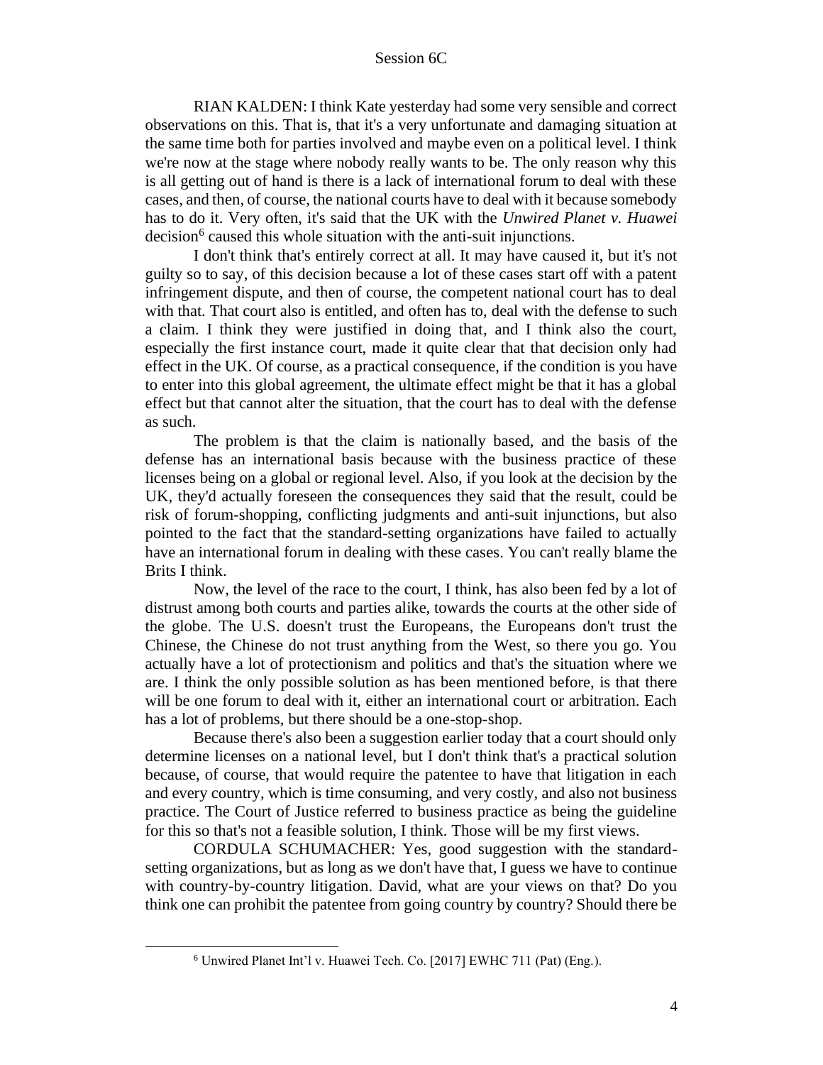RIAN KALDEN: I think Kate yesterday had some very sensible and correct observations on this. That is, that it's a very unfortunate and damaging situation at the same time both for parties involved and maybe even on a political level. I think we're now at the stage where nobody really wants to be. The only reason why this is all getting out of hand is there is a lack of international forum to deal with these cases, and then, of course, the national courts have to deal with it because somebody has to do it. Very often, it's said that the UK with the *Unwired Planet v. Huawei* decision[6] caused this whole situation with the anti-suit injunctions.

I don't think that's entirely correct at all. It may have caused it, but it's not guilty so to say, of this decision because a lot of these cases start off with a patent infringement dispute, and then of course, the competent national court has to deal with that. That court also is entitled, and often has to, deal with the defense to such a claim. I think they were justified in doing that, and I think also the court, especially the first instance court, made it quite clear that that decision only had effect in the UK. Of course, as a practical consequence, if the condition is you have to enter into this global agreement, the ultimate effect might be that it has a global effect but that cannot alter the situation, that the court has to deal with the defense as such.

The problem is that the claim is nationally based, and the basis of the defense has an international basis because with the business practice of these licenses being on a global or regional level. Also, if you look at the decision by the UK, they'd actually foreseen the consequences they said that the result, could be risk of forum-shopping, conflicting judgments and anti-suit injunctions, but also pointed to the fact that the standard-setting organizations have failed to actually have an international forum in dealing with these cases. You can't really blame the Brits I think.

Now, the level of the race to the court, I think, has also been fed by a lot of distrust among both courts and parties alike, towards the courts at the other side of the globe. The U.S. doesn't trust the Europeans, the Europeans don't trust the Chinese, the Chinese do not trust anything from the West, so there you go. You actually have a lot of protectionism and politics and that's the situation where we are. I think the only possible solution as has been mentioned before, is that there will be one forum to deal with it, either an international court or arbitration. Each has a lot of problems, but there should be a one-stop-shop.

Because there's also been a suggestion earlier today that a court should only determine licenses on a national level, but I don't think that's a practical solution because, of course, that would require the patentee to have that litigation in each and every country, which is time consuming, and very costly, and also not business practice. The Court of Justice referred to business practice as being the guideline for this so that's not a feasible solution, I think. Those will be my first views.

CORDULA SCHUMACHER: Yes, good suggestion with the standard-setting organizations, but as long as we don't have that, I guess we have to continue with country-by-country litigation. David, what are your views on that? Do you think one can prohibit the patentee from going country by country? Should there be

---

[6] Unwired Planet Int'l v. Huawei Tech. Co. [2017] EWHC 711 (Pat) (Eng.).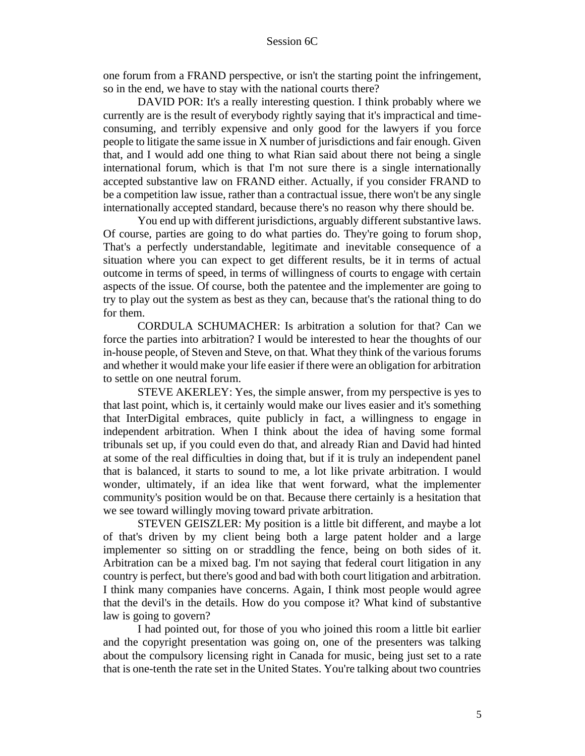one forum from a FRAND perspective, or isn't the starting point the infringement, so in the end, we have to stay with the national courts there?

DAVID POR: It's a really interesting question. I think probably where we currently are is the result of everybody rightly saying that it's impractical and time-consuming, and terribly expensive and only good for the lawyers if you force people to litigate the same issue in X number of jurisdictions and fair enough. Given that, and I would add one thing to what Rian said about there not being a single international forum, which is that I'm not sure there is a single internationally accepted substantive law on FRAND either. Actually, if you consider FRAND to be a competition law issue, rather than a contractual issue, there won't be any single internationally accepted standard, because there's no reason why there should be.

You end up with different jurisdictions, arguably different substantive laws. Of course, parties are going to do what parties do. They're going to forum shop, That's a perfectly understandable, legitimate and inevitable consequence of a situation where you can expect to get different results, be it in terms of actual outcome in terms of speed, in terms of willingness of courts to engage with certain aspects of the issue. Of course, both the patentee and the implementer are going to try to play out the system as best as they can, because that's the rational thing to do for them.

CORDULA SCHUMACHER: Is arbitration a solution for that? Can we force the parties into arbitration? I would be interested to hear the thoughts of our in-house people, of Steven and Steve, on that. What they think of the various forums and whether it would make your life easier if there were an obligation for arbitration to settle on one neutral forum.

STEVE AKERLEY: Yes, the simple answer, from my perspective is yes to that last point, which is, it certainly would make our lives easier and it's something that InterDigital embraces, quite publicly in fact, a willingness to engage in independent arbitration. When I think about the idea of having some formal tribunals set up, if you could even do that, and already Rian and David had hinted at some of the real difficulties in doing that, but if it is truly an independent panel that is balanced, it starts to sound to me, a lot like private arbitration. I would wonder, ultimately, if an idea like that went forward, what the implementer community's position would be on that. Because there certainly is a hesitation that we see toward willingly moving toward private arbitration.

STEVEN GEISZLER: My position is a little bit different, and maybe a lot of that's driven by my client being both a large patent holder and a large implementer so sitting on or straddling the fence, being on both sides of it. Arbitration can be a mixed bag. I'm not saying that federal court litigation in any country is perfect, but there's good and bad with both court litigation and arbitration. I think many companies have concerns. Again, I think most people would agree that the devil's in the details. How do you compose it? What kind of substantive law is going to govern?

I had pointed out, for those of you who joined this room a little bit earlier and the copyright presentation was going on, one of the presenters was talking about the compulsory licensing right in Canada for music, being just set to a rate that is one-tenth the rate set in the United States. You're talking about two countries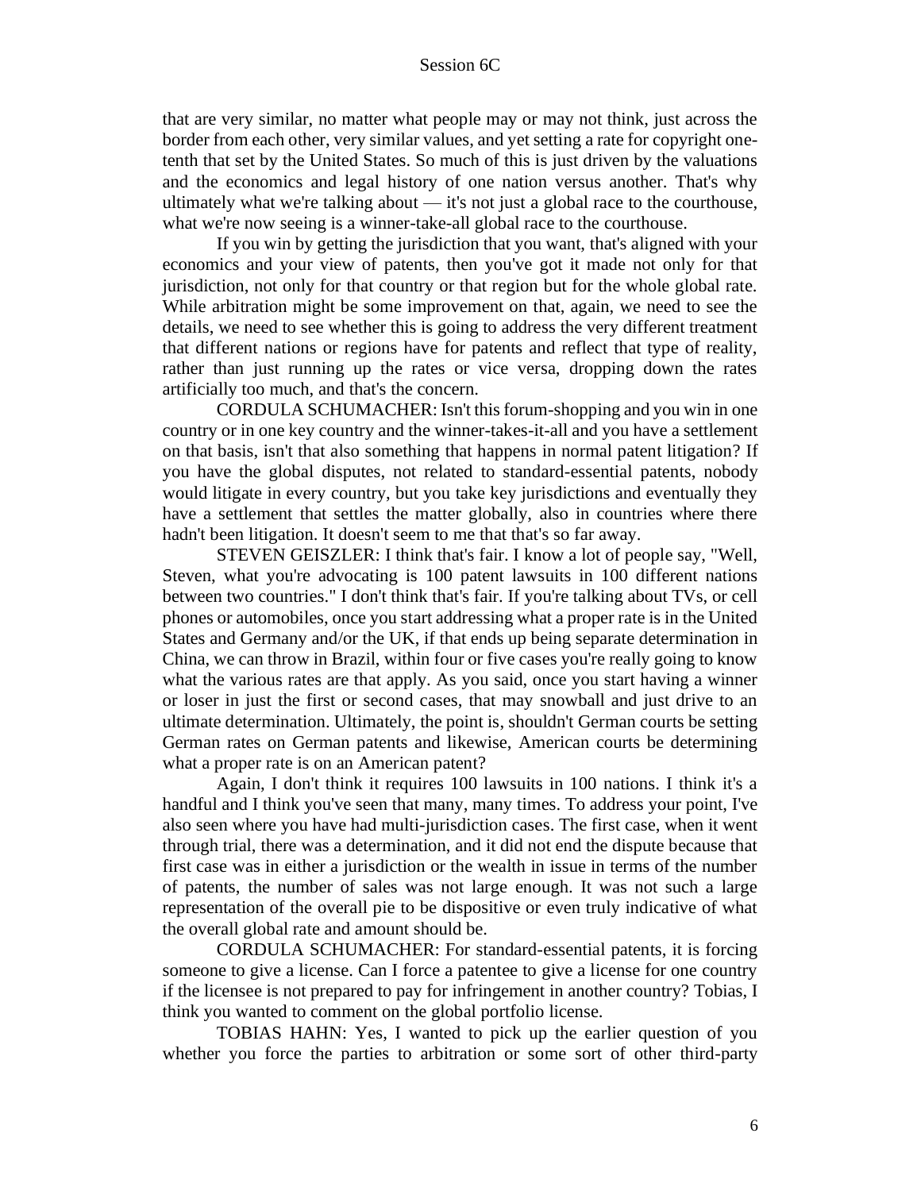that are very similar, no matter what people may or may not think, just across the border from each other, very similar values, and yet setting a rate for copyright one-tenth that set by the United States. So much of this is just driven by the valuations and the economics and legal history of one nation versus another. That's why ultimately what we're talking about — it's not just a global race to the courthouse, what we're now seeing is a winner-take-all global race to the courthouse.

If you win by getting the jurisdiction that you want, that's aligned with your economics and your view of patents, then you've got it made not only for that jurisdiction, not only for that country or that region but for the whole global rate. While arbitration might be some improvement on that, again, we need to see the details, we need to see whether this is going to address the very different treatment that different nations or regions have for patents and reflect that type of reality, rather than just running up the rates or vice versa, dropping down the rates artificially too much, and that's the concern.

CORDULA SCHUMACHER: Isn't this forum-shopping and you win in one country or in one key country and the winner-takes-it-all and you have a settlement on that basis, isn't that also something that happens in normal patent litigation? If you have the global disputes, not related to standard-essential patents, nobody would litigate in every country, but you take key jurisdictions and eventually they have a settlement that settles the matter globally, also in countries where there hadn't been litigation. It doesn't seem to me that that's so far away.

STEVEN GEISZLER: I think that's fair. I know a lot of people say, "Well, Steven, what you're advocating is 100 patent lawsuits in 100 different nations between two countries." I don't think that's fair. If you're talking about TVs, or cell phones or automobiles, once you start addressing what a proper rate is in the United States and Germany and/or the UK, if that ends up being separate determination in China, we can throw in Brazil, within four or five cases you're really going to know what the various rates are that apply. As you said, once you start having a winner or loser in just the first or second cases, that may snowball and just drive to an ultimate determination. Ultimately, the point is, shouldn't German courts be setting German rates on German patents and likewise, American courts be determining what a proper rate is on an American patent?

Again, I don't think it requires 100 lawsuits in 100 nations. I think it's a handful and I think you've seen that many, many times. To address your point, I've also seen where you have had multi-jurisdiction cases. The first case, when it went through trial, there was a determination, and it did not end the dispute because that first case was in either a jurisdiction or the wealth in issue in terms of the number of patents, the number of sales was not large enough. It was not such a large representation of the overall pie to be dispositive or even truly indicative of what the overall global rate and amount should be.

CORDULA SCHUMACHER: For standard-essential patents, it is forcing someone to give a license. Can I force a patentee to give a license for one country if the licensee is not prepared to pay for infringement in another country? Tobias, I think you wanted to comment on the global portfolio license.

TOBIAS HAHN: Yes, I wanted to pick up the earlier question of you whether you force the parties to arbitration or some sort of other third-party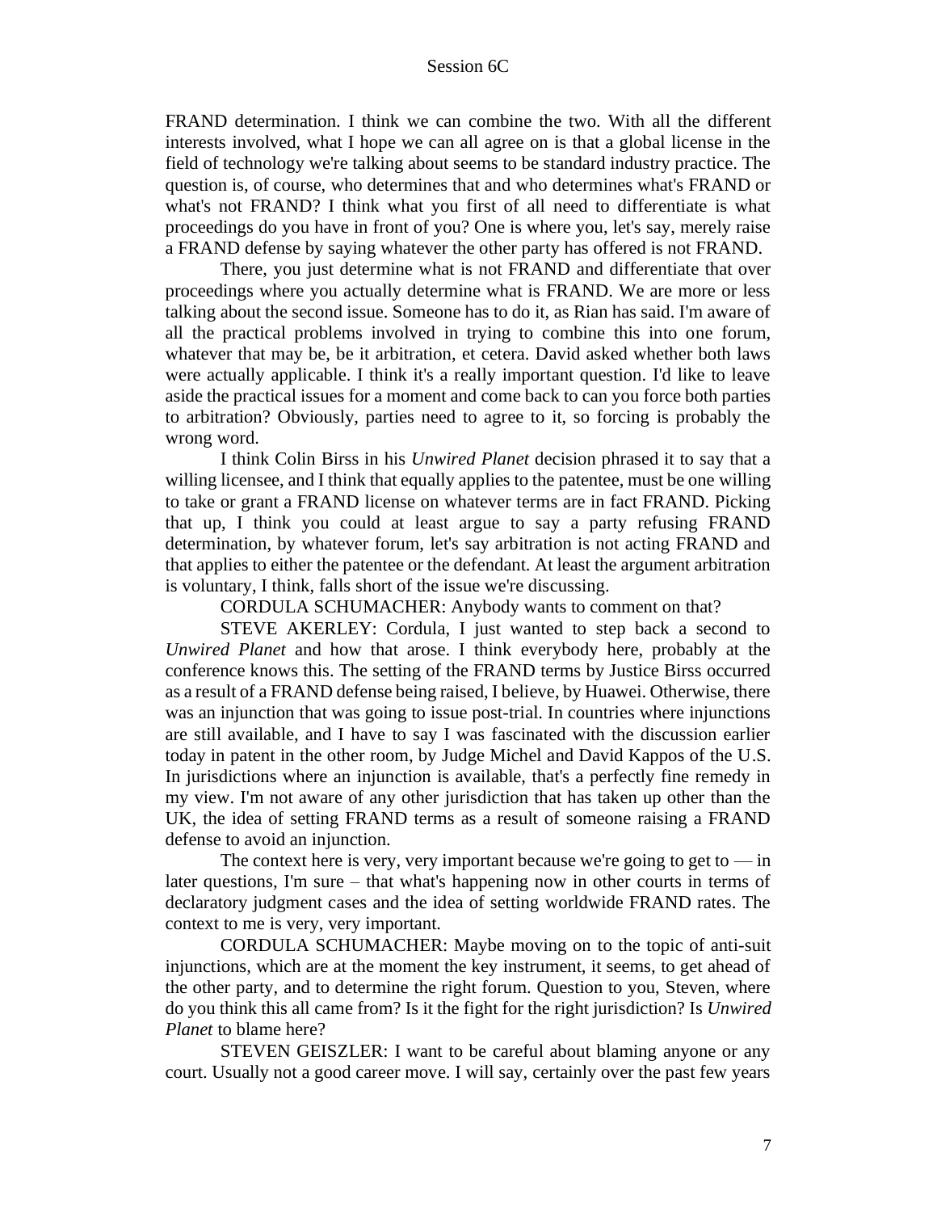FRAND determination. I think we can combine the two. With all the different interests involved, what I hope we can all agree on is that a global license in the field of technology we're talking about seems to be standard industry practice. The question is, of course, who determines that and who determines what's FRAND or what's not FRAND? I think what you first of all need to differentiate is what proceedings do you have in front of you? One is where you, let's say, merely raise a FRAND defense by saying whatever the other party has offered is not FRAND.

There, you just determine what is not FRAND and differentiate that over proceedings where you actually determine what is FRAND. We are more or less talking about the second issue. Someone has to do it, as Rian has said. I'm aware of all the practical problems involved in trying to combine this into one forum, whatever that may be, be it arbitration, et cetera. David asked whether both laws were actually applicable. I think it's a really important question. I'd like to leave aside the practical issues for a moment and come back to can you force both parties to arbitration? Obviously, parties need to agree to it, so forcing is probably the wrong word.

I think Colin Birss in his *Unwired Planet* decision phrased it to say that a willing licensee, and I think that equally applies to the patentee, must be one willing to take or grant a FRAND license on whatever terms are in fact FRAND. Picking that up, I think you could at least argue to say a party refusing FRAND determination, by whatever forum, let's say arbitration is not acting FRAND and that applies to either the patentee or the defendant. At least the argument arbitration is voluntary, I think, falls short of the issue we're discussing.

CORDULA SCHUMACHER: Anybody wants to comment on that?

STEVE AKERLEY: Cordula, I just wanted to step back a second to *Unwired Planet* and how that arose. I think everybody here, probably at the conference knows this. The setting of the FRAND terms by Justice Birss occurred as a result of a FRAND defense being raised, I believe, by Huawei. Otherwise, there was an injunction that was going to issue post-trial. In countries where injunctions are still available, and I have to say I was fascinated with the discussion earlier today in patent in the other room, by Judge Michel and David Kappos of the U.S. In jurisdictions where an injunction is available, that's a perfectly fine remedy in my view. I'm not aware of any other jurisdiction that has taken up other than the UK, the idea of setting FRAND terms as a result of someone raising a FRAND defense to avoid an injunction.

The context here is very, very important because we're going to get to — in later questions, I'm sure – that what's happening now in other courts in terms of declaratory judgment cases and the idea of setting worldwide FRAND rates. The context to me is very, very important.

CORDULA SCHUMACHER: Maybe moving on to the topic of anti-suit injunctions, which are at the moment the key instrument, it seems, to get ahead of the other party, and to determine the right forum. Question to you, Steven, where do you think this all came from? Is it the fight for the right jurisdiction? Is *Unwired Planet* to blame here?

STEVEN GEISZLER: I want to be careful about blaming anyone or any court. Usually not a good career move. I will say, certainly over the past few years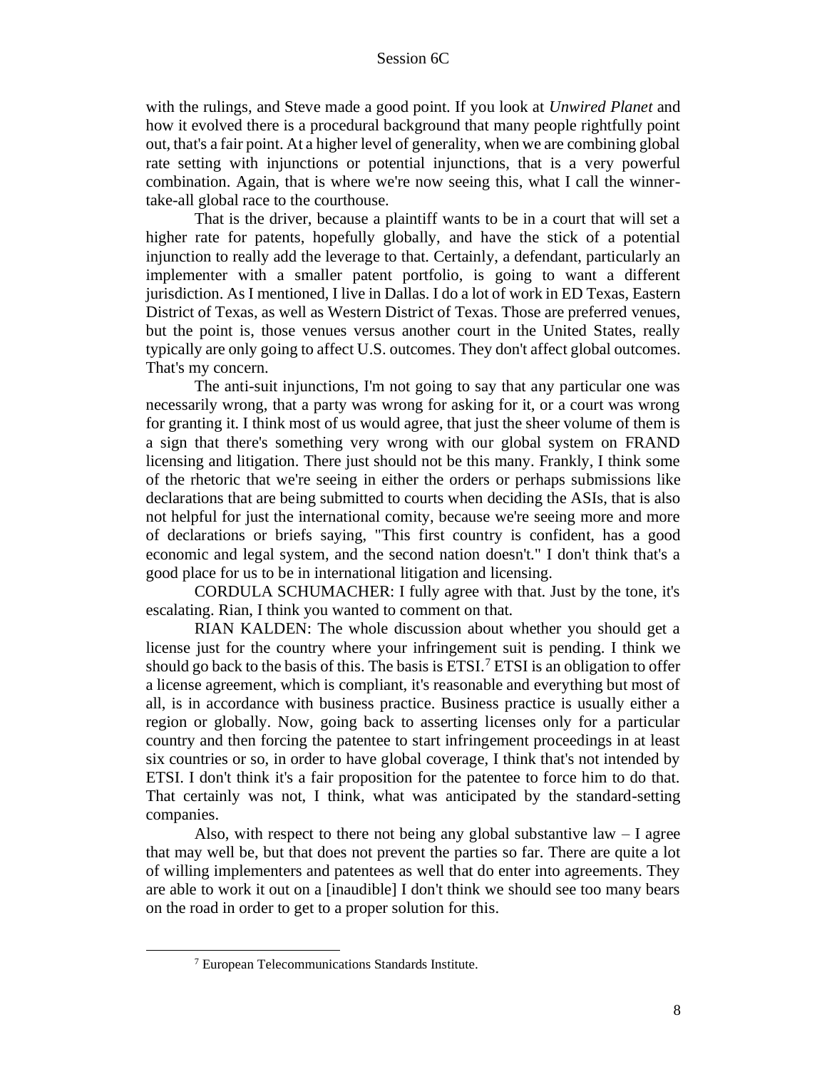with the rulings, and Steve made a good point. If you look at *Unwired Planet* and how it evolved there is a procedural background that many people rightfully point out, that's a fair point. At a higher level of generality, when we are combining global rate setting with injunctions or potential injunctions, that is a very powerful combination. Again, that is where we're now seeing this, what I call the winner-take-all global race to the courthouse.

That is the driver, because a plaintiff wants to be in a court that will set a higher rate for patents, hopefully globally, and have the stick of a potential injunction to really add the leverage to that. Certainly, a defendant, particularly an implementer with a smaller patent portfolio, is going to want a different jurisdiction. As I mentioned, I live in Dallas. I do a lot of work in ED Texas, Eastern District of Texas, as well as Western District of Texas. Those are preferred venues, but the point is, those venues versus another court in the United States, really typically are only going to affect U.S. outcomes. They don't affect global outcomes. That's my concern.

The anti-suit injunctions, I'm not going to say that any particular one was necessarily wrong, that a party was wrong for asking for it, or a court was wrong for granting it. I think most of us would agree, that just the sheer volume of them is a sign that there's something very wrong with our global system on FRAND licensing and litigation. There just should not be this many. Frankly, I think some of the rhetoric that we're seeing in either the orders or perhaps submissions like declarations that are being submitted to courts when deciding the ASIs, that is also not helpful for just the international comity, because we're seeing more and more of declarations or briefs saying, "This first country is confident, has a good economic and legal system, and the second nation doesn't." I don't think that's a good place for us to be in international litigation and licensing.

CORDULA SCHUMACHER: I fully agree with that. Just by the tone, it's escalating. Rian, I think you wanted to comment on that.

RIAN KALDEN: The whole discussion about whether you should get a license just for the country where your infringement suit is pending. I think we should go back to the basis of this. The basis is ETSI.[7] ETSI is an obligation to offer a license agreement, which is compliant, it's reasonable and everything but most of all, is in accordance with business practice. Business practice is usually either a region or globally. Now, going back to asserting licenses only for a particular country and then forcing the patentee to start infringement proceedings in at least six countries or so, in order to have global coverage, I think that's not intended by ETSI. I don't think it's a fair proposition for the patentee to force him to do that. That certainly was not, I think, what was anticipated by the standard-setting companies.

Also, with respect to there not being any global substantive law – I agree that may well be, but that does not prevent the parties so far. There are quite a lot of willing implementers and patentees as well that do enter into agreements. They are able to work it out on a [inaudible] I don't think we should see too many bears on the road in order to get to a proper solution for this.

---

[7] European Telecommunications Standards Institute.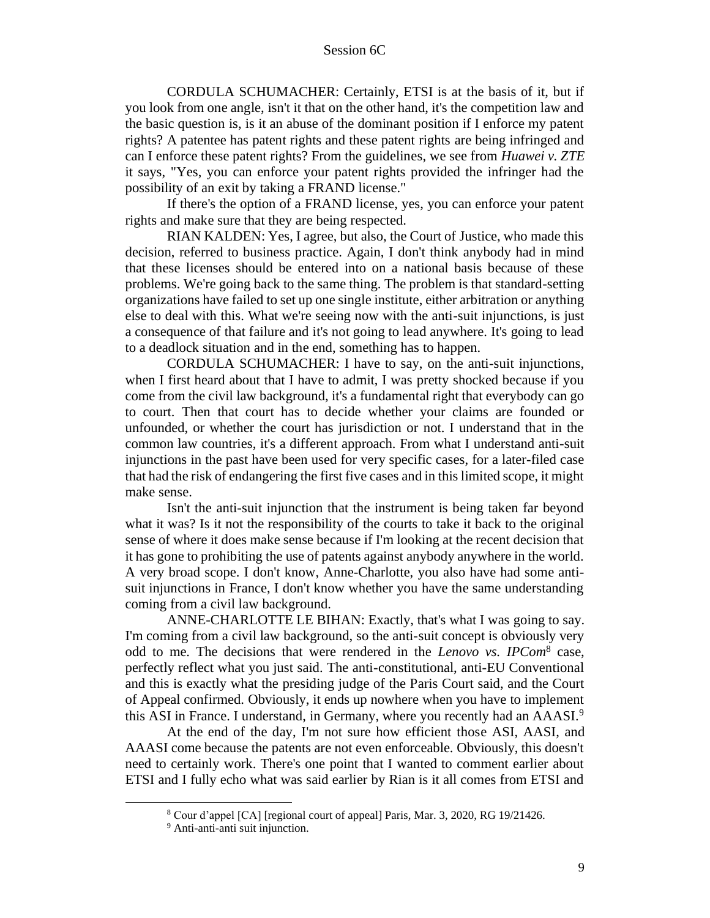CORDULA SCHUMACHER: Certainly, ETSI is at the basis of it, but if you look from one angle, isn't it that on the other hand, it's the competition law and the basic question is, is it an abuse of the dominant position if I enforce my patent rights? A patentee has patent rights and these patent rights are being infringed and can I enforce these patent rights? From the guidelines, we see from *Huawei v. ZTE* it says, "Yes, you can enforce your patent rights provided the infringer had the possibility of an exit by taking a FRAND license."

If there's the option of a FRAND license, yes, you can enforce your patent rights and make sure that they are being respected.

RIAN KALDEN: Yes, I agree, but also, the Court of Justice, who made this decision, referred to business practice. Again, I don't think anybody had in mind that these licenses should be entered into on a national basis because of these problems. We're going back to the same thing. The problem is that standard-setting organizations have failed to set up one single institute, either arbitration or anything else to deal with this. What we're seeing now with the anti-suit injunctions, is just a consequence of that failure and it's not going to lead anywhere. It's going to lead to a deadlock situation and in the end, something has to happen.

CORDULA SCHUMACHER: I have to say, on the anti-suit injunctions, when I first heard about that I have to admit, I was pretty shocked because if you come from the civil law background, it's a fundamental right that everybody can go to court. Then that court has to decide whether your claims are founded or unfounded, or whether the court has jurisdiction or not. I understand that in the common law countries, it's a different approach. From what I understand anti-suit injunctions in the past have been used for very specific cases, for a later-filed case that had the risk of endangering the first five cases and in this limited scope, it might make sense.

Isn't the anti-suit injunction that the instrument is being taken far beyond what it was? Is it not the responsibility of the courts to take it back to the original sense of where it does make sense because if I'm looking at the recent decision that it has gone to prohibiting the use of patents against anybody anywhere in the world. A very broad scope. I don't know, Anne-Charlotte, you also have had some anti-suit injunctions in France, I don't know whether you have the same understanding coming from a civil law background.

ANNE-CHARLOTTE LE BIHAN: Exactly, that's what I was going to say. I'm coming from a civil law background, so the anti-suit concept is obviously very odd to me. The decisions that were rendered in the *Lenovo vs. IPCom*[8] case, perfectly reflect what you just said. The anti-constitutional, anti-EU Conventional and this is exactly what the presiding judge of the Paris Court said, and the Court of Appeal confirmed. Obviously, it ends up nowhere when you have to implement this ASI in France. I understand, in Germany, where you recently had an AAASI.[9]

At the end of the day, I'm not sure how efficient those ASI, AASI, and AAASI come because the patents are not even enforceable. Obviously, this doesn't need to certainly work. There's one point that I wanted to comment earlier about ETSI and I fully echo what was said earlier by Rian is it all comes from ETSI and

---

[8] Cour d'appel [CA] [regional court of appeal] Paris, Mar. 3, 2020, RG 19/21426.

[9] Anti-anti-anti suit injunction.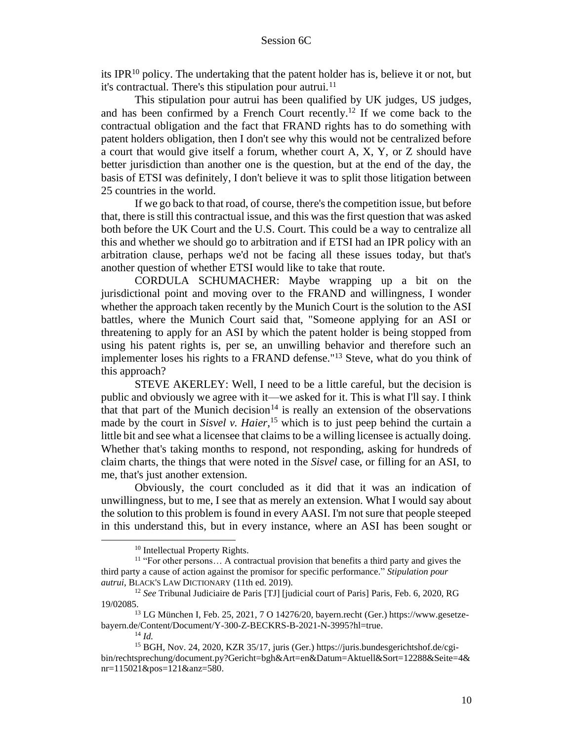its IPR[10] policy. The undertaking that the patent holder has is, believe it or not, but it's contractual. There's this stipulation pour autrui.[11]

This stipulation pour autrui has been qualified by UK judges, US judges, and has been confirmed by a French Court recently.[12] If we come back to the contractual obligation and the fact that FRAND rights has to do something with patent holders obligation, then I don't see why this would not be centralized before a court that would give itself a forum, whether court A, X, Y, or Z should have better jurisdiction than another one is the question, but at the end of the day, the basis of ETSI was definitely, I don't believe it was to split those litigation between 25 countries in the world.

If we go back to that road, of course, there's the competition issue, but before that, there is still this contractual issue, and this was the first question that was asked both before the UK Court and the U.S. Court. This could be a way to centralize all this and whether we should go to arbitration and if ETSI had an IPR policy with an arbitration clause, perhaps we'd not be facing all these issues today, but that's another question of whether ETSI would like to take that route.

CORDULA SCHUMACHER: Maybe wrapping up a bit on the jurisdictional point and moving over to the FRAND and willingness, I wonder whether the approach taken recently by the Munich Court is the solution to the ASI battles, where the Munich Court said that, "Someone applying for an ASI or threatening to apply for an ASI by which the patent holder is being stopped from using his patent rights is, per se, an unwilling behavior and therefore such an implementer loses his rights to a FRAND defense."[13] Steve, what do you think of this approach?

STEVE AKERLEY: Well, I need to be a little careful, but the decision is public and obviously we agree with it—we asked for it. This is what I'll say. I think that that part of the Munich decision[14] is really an extension of the observations made by the court in *Sisvel v. Haier*,[15] which is to just peep behind the curtain a little bit and see what a licensee that claims to be a willing licensee is actually doing. Whether that's taking months to respond, not responding, asking for hundreds of claim charts, the things that were noted in the *Sisvel* case, or filling for an ASI, to me, that's just another extension.

Obviously, the court concluded as it did that it was an indication of unwillingness, but to me, I see that as merely an extension. What I would say about the solution to this problem is found in every AASI. I'm not sure that people steeped in this understand this, but in every instance, where an ASI has been sought or

---

[10] Intellectual Property Rights.

[11] "For other persons… A contractual provision that benefits a third party and gives the third party a cause of action against the promisor for specific performance." *Stipulation pour autrui*, BLACK'S LAW DICTIONARY (11th ed. 2019).

[12] *See* Tribunal Judiciaire de Paris [TJ] [judicial court of Paris] Paris, Feb. 6, 2020, RG 19/02085.

[13] LG München I, Feb. 25, 2021, 7 O 14276/20, bayern.recht (Ger.) https://www.gesetze-bayern.de/Content/Document/Y-300-Z-BECKRS-B-2021-N-3995?hl=true.

[14] *Id.*

[15] BGH, Nov. 24, 2020, KZR 35/17, juris (Ger.) https://juris.bundesgerichtshof.de/cgi-bin/rechtsprechung/document.py?Gericht=bgh&Art=en&Datum=Aktuell&Sort=12288&Seite=4&nr=115021&pos=121&anz=580.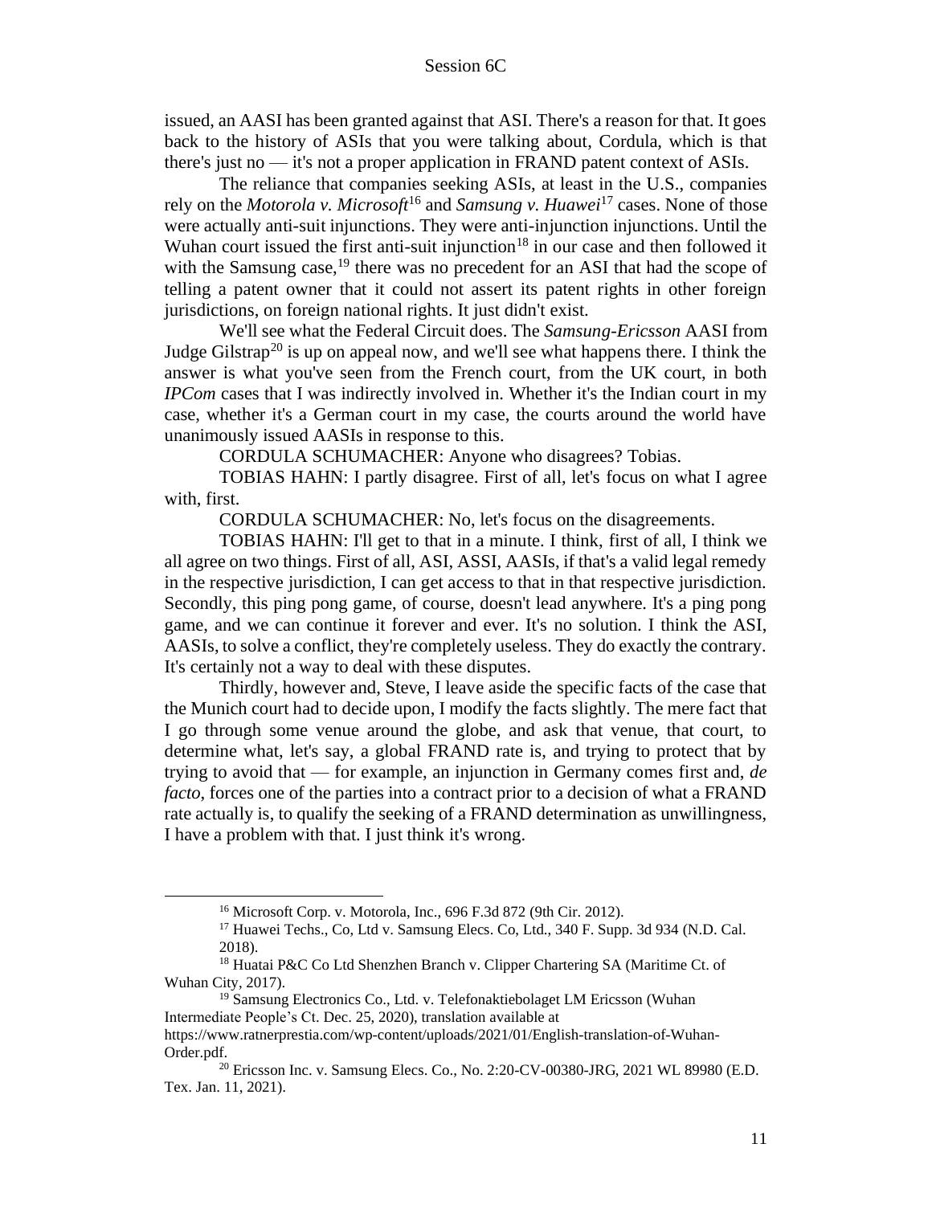issued, an AASI has been granted against that ASI. There's a reason for that. It goes back to the history of ASIs that you were talking about, Cordula, which is that there's just no — it's not a proper application in FRAND patent context of ASIs.

The reliance that companies seeking ASIs, at least in the U.S., companies rely on the *Motorola v. Microsoft*[16] and *Samsung v. Huawei*[17] cases. None of those were actually anti-suit injunctions. They were anti-injunction injunctions. Until the Wuhan court issued the first anti-suit injunction[18] in our case and then followed it with the Samsung case,[19] there was no precedent for an ASI that had the scope of telling a patent owner that it could not assert its patent rights in other foreign jurisdictions, on foreign national rights. It just didn't exist.

We'll see what the Federal Circuit does. The *Samsung-Ericsson* AASI from Judge Gilstrap[20] is up on appeal now, and we'll see what happens there. I think the answer is what you've seen from the French court, from the UK court, in both *IPCom* cases that I was indirectly involved in. Whether it's the Indian court in my case, whether it's a German court in my case, the courts around the world have unanimously issued AASIs in response to this.

CORDULA SCHUMACHER: Anyone who disagrees? Tobias.

TOBIAS HAHN: I partly disagree. First of all, let's focus on what I agree with, first.

CORDULA SCHUMACHER: No, let's focus on the disagreements.

TOBIAS HAHN: I'll get to that in a minute. I think, first of all, I think we all agree on two things. First of all, ASI, ASSI, AASIs, if that's a valid legal remedy in the respective jurisdiction, I can get access to that in that respective jurisdiction. Secondly, this ping pong game, of course, doesn't lead anywhere. It's a ping pong game, and we can continue it forever and ever. It's no solution. I think the ASI, AASIs, to solve a conflict, they're completely useless. They do exactly the contrary. It's certainly not a way to deal with these disputes.

Thirdly, however and, Steve, I leave aside the specific facts of the case that the Munich court had to decide upon, I modify the facts slightly. The mere fact that I go through some venue around the globe, and ask that venue, that court, to determine what, let's say, a global FRAND rate is, and trying to protect that by trying to avoid that — for example, an injunction in Germany comes first and, *de facto*, forces one of the parties into a contract prior to a decision of what a FRAND rate actually is, to qualify the seeking of a FRAND determination as unwillingness, I have a problem with that. I just think it's wrong.

---

[16] Microsoft Corp. v. Motorola, Inc., 696 F.3d 872 (9th Cir. 2012).

[17] Huawei Techs., Co, Ltd v. Samsung Elecs. Co, Ltd., 340 F. Supp. 3d 934 (N.D. Cal. 2018).

[18] Huatai P&C Co Ltd Shenzhen Branch v. Clipper Chartering SA (Maritime Ct. of Wuhan City, 2017).

[19] Samsung Electronics Co., Ltd. v. Telefonaktiebolaget LM Ericsson (Wuhan Intermediate People's Ct. Dec. 25, 2020), translation available at https://www.ratnerprestia.com/wp-content/uploads/2021/01/English-translation-of-Wuhan-Order.pdf.

[20] Ericsson Inc. v. Samsung Elecs. Co., No. 2:20-CV-00380-JRG, 2021 WL 89980 (E.D. Tex. Jan. 11, 2021).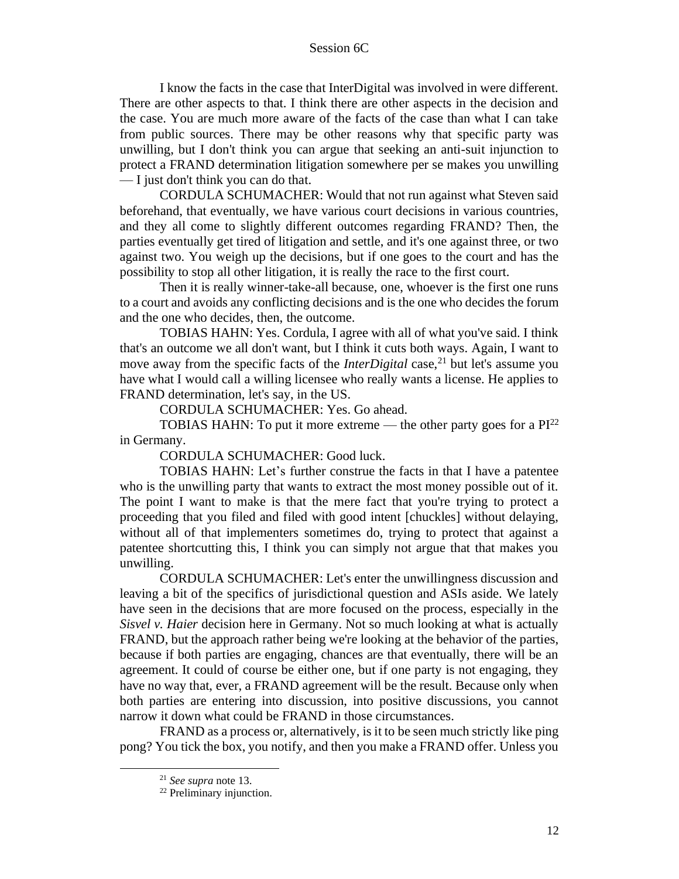I know the facts in the case that InterDigital was involved in were different. There are other aspects to that. I think there are other aspects in the decision and the case. You are much more aware of the facts of the case than what I can take from public sources. There may be other reasons why that specific party was unwilling, but I don't think you can argue that seeking an anti-suit injunction to protect a FRAND determination litigation somewhere per se makes you unwilling — I just don't think you can do that.

CORDULA SCHUMACHER: Would that not run against what Steven said beforehand, that eventually, we have various court decisions in various countries, and they all come to slightly different outcomes regarding FRAND? Then, the parties eventually get tired of litigation and settle, and it's one against three, or two against two. You weigh up the decisions, but if one goes to the court and has the possibility to stop all other litigation, it is really the race to the first court.

Then it is really winner-take-all because, one, whoever is the first one runs to a court and avoids any conflicting decisions and is the one who decides the forum and the one who decides, then, the outcome.

TOBIAS HAHN: Yes. Cordula, I agree with all of what you've said. I think that's an outcome we all don't want, but I think it cuts both ways. Again, I want to move away from the specific facts of the *InterDigital* case,[21] but let's assume you have what I would call a willing licensee who really wants a license. He applies to FRAND determination, let's say, in the US.

CORDULA SCHUMACHER: Yes. Go ahead.

TOBIAS HAHN: To put it more extreme — the other party goes for a PI[22] in Germany.

CORDULA SCHUMACHER: Good luck.

TOBIAS HAHN: Let's further construe the facts in that I have a patentee who is the unwilling party that wants to extract the most money possible out of it. The point I want to make is that the mere fact that you're trying to protect a proceeding that you filed and filed with good intent [chuckles] without delaying, without all of that implementers sometimes do, trying to protect that against a patentee shortcutting this, I think you can simply not argue that that makes you unwilling.

CORDULA SCHUMACHER: Let's enter the unwillingness discussion and leaving a bit of the specifics of jurisdictional question and ASIs aside. We lately have seen in the decisions that are more focused on the process, especially in the *Sisvel v. Haier* decision here in Germany. Not so much looking at what is actually FRAND, but the approach rather being we're looking at the behavior of the parties, because if both parties are engaging, chances are that eventually, there will be an agreement. It could of course be either one, but if one party is not engaging, they have no way that, ever, a FRAND agreement will be the result. Because only when both parties are entering into discussion, into positive discussions, you cannot narrow it down what could be FRAND in those circumstances.

FRAND as a process or, alternatively, is it to be seen much strictly like ping pong? You tick the box, you notify, and then you make a FRAND offer. Unless you

---

[21] *See supra* note 13.

[22] Preliminary injunction.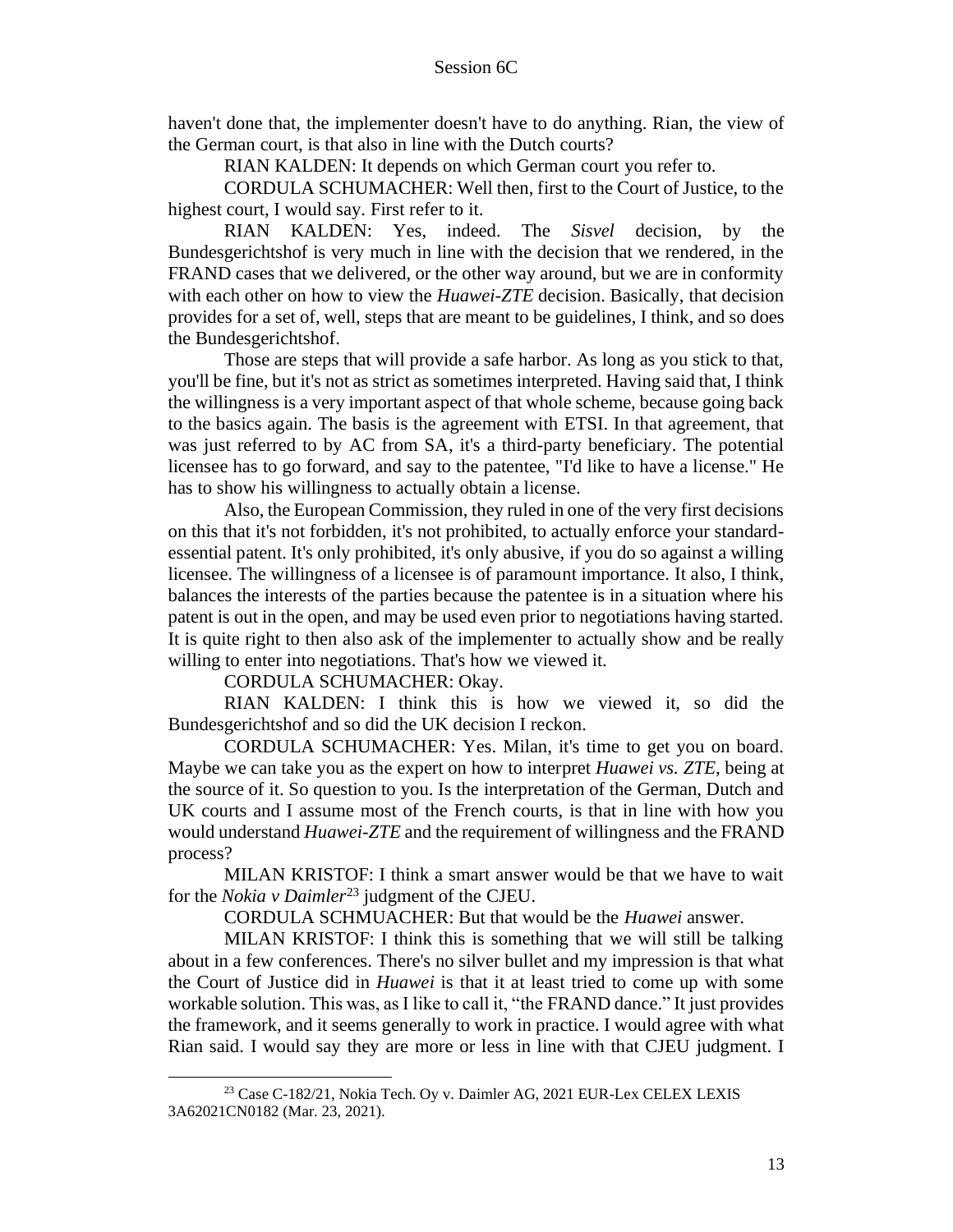haven't done that, the implementer doesn't have to do anything. Rian, the view of the German court, is that also in line with the Dutch courts?

RIAN KALDEN: It depends on which German court you refer to.

CORDULA SCHUMACHER: Well then, first to the Court of Justice, to the highest court, I would say. First refer to it.

RIAN KALDEN: Yes, indeed. The *Sisvel* decision, by the Bundesgerichtshof is very much in line with the decision that we rendered, in the FRAND cases that we delivered, or the other way around, but we are in conformity with each other on how to view the *Huawei-ZTE* decision. Basically, that decision provides for a set of, well, steps that are meant to be guidelines, I think, and so does the Bundesgerichtshof.

Those are steps that will provide a safe harbor. As long as you stick to that, you'll be fine, but it's not as strict as sometimes interpreted. Having said that, I think the willingness is a very important aspect of that whole scheme, because going back to the basics again. The basis is the agreement with ETSI. In that agreement, that was just referred to by AC from SA, it's a third-party beneficiary. The potential licensee has to go forward, and say to the patentee, "I'd like to have a license." He has to show his willingness to actually obtain a license.

Also, the European Commission, they ruled in one of the very first decisions on this that it's not forbidden, it's not prohibited, to actually enforce your standard-essential patent. It's only prohibited, it's only abusive, if you do so against a willing licensee. The willingness of a licensee is of paramount importance. It also, I think, balances the interests of the parties because the patentee is in a situation where his patent is out in the open, and may be used even prior to negotiations having started. It is quite right to then also ask of the implementer to actually show and be really willing to enter into negotiations. That's how we viewed it.

CORDULA SCHUMACHER: Okay.

RIAN KALDEN: I think this is how we viewed it, so did the Bundesgerichtshof and so did the UK decision I reckon.

CORDULA SCHUMACHER: Yes. Milan, it's time to get you on board. Maybe we can take you as the expert on how to interpret *Huawei vs. ZTE*, being at the source of it. So question to you. Is the interpretation of the German, Dutch and UK courts and I assume most of the French courts, is that in line with how you would understand *Huawei-ZTE* and the requirement of willingness and the FRAND process?

MILAN KRISTOF: I think a smart answer would be that we have to wait for the *Nokia v Daimler*[23] judgment of the CJEU.

CORDULA SCHMUACHER: But that would be the *Huawei* answer.

MILAN KRISTOF: I think this is something that we will still be talking about in a few conferences. There's no silver bullet and my impression is that what the Court of Justice did in *Huawei* is that it at least tried to come up with some workable solution. This was, as I like to call it, "the FRAND dance." It just provides the framework, and it seems generally to work in practice. I would agree with what Rian said. I would say they are more or less in line with that CJEU judgment. I

[23] Case C-182/21, Nokia Tech. Oy v. Daimler AG, 2021 EUR-Lex CELEX LEXIS 3A62021CN0182 (Mar. 23, 2021).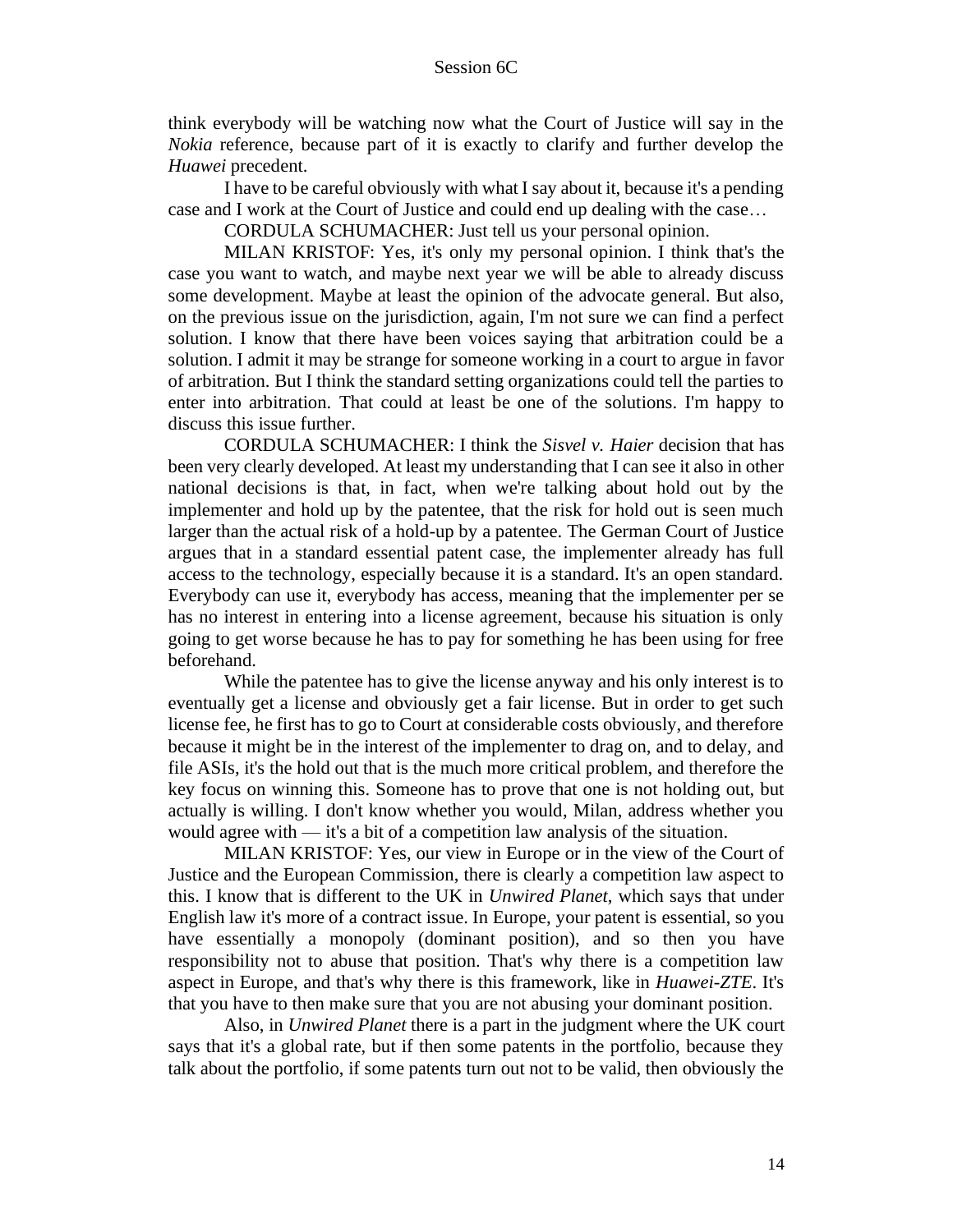think everybody will be watching now what the Court of Justice will say in the *Nokia* reference, because part of it is exactly to clarify and further develop the *Huawei* precedent.

I have to be careful obviously with what I say about it, because it's a pending case and I work at the Court of Justice and could end up dealing with the case…

CORDULA SCHUMACHER: Just tell us your personal opinion.

MILAN KRISTOF: Yes, it's only my personal opinion. I think that's the case you want to watch, and maybe next year we will be able to already discuss some development. Maybe at least the opinion of the advocate general. But also, on the previous issue on the jurisdiction, again, I'm not sure we can find a perfect solution. I know that there have been voices saying that arbitration could be a solution. I admit it may be strange for someone working in a court to argue in favor of arbitration. But I think the standard setting organizations could tell the parties to enter into arbitration. That could at least be one of the solutions. I'm happy to discuss this issue further.

CORDULA SCHUMACHER: I think the *Sisvel v. Haier* decision that has been very clearly developed. At least my understanding that I can see it also in other national decisions is that, in fact, when we're talking about hold out by the implementer and hold up by the patentee, that the risk for hold out is seen much larger than the actual risk of a hold-up by a patentee. The German Court of Justice argues that in a standard essential patent case, the implementer already has full access to the technology, especially because it is a standard. It's an open standard. Everybody can use it, everybody has access, meaning that the implementer per se has no interest in entering into a license agreement, because his situation is only going to get worse because he has to pay for something he has been using for free beforehand.

While the patentee has to give the license anyway and his only interest is to eventually get a license and obviously get a fair license. But in order to get such license fee, he first has to go to Court at considerable costs obviously, and therefore because it might be in the interest of the implementer to drag on, and to delay, and file ASIs, it's the hold out that is the much more critical problem, and therefore the key focus on winning this. Someone has to prove that one is not holding out, but actually is willing. I don't know whether you would, Milan, address whether you would agree with — it's a bit of a competition law analysis of the situation.

MILAN KRISTOF: Yes, our view in Europe or in the view of the Court of Justice and the European Commission, there is clearly a competition law aspect to this. I know that is different to the UK in *Unwired Planet*, which says that under English law it's more of a contract issue. In Europe, your patent is essential, so you have essentially a monopoly (dominant position), and so then you have responsibility not to abuse that position. That's why there is a competition law aspect in Europe, and that's why there is this framework, like in *Huawei-ZTE*. It's that you have to then make sure that you are not abusing your dominant position.

Also, in *Unwired Planet* there is a part in the judgment where the UK court says that it's a global rate, but if then some patents in the portfolio, because they talk about the portfolio, if some patents turn out not to be valid, then obviously the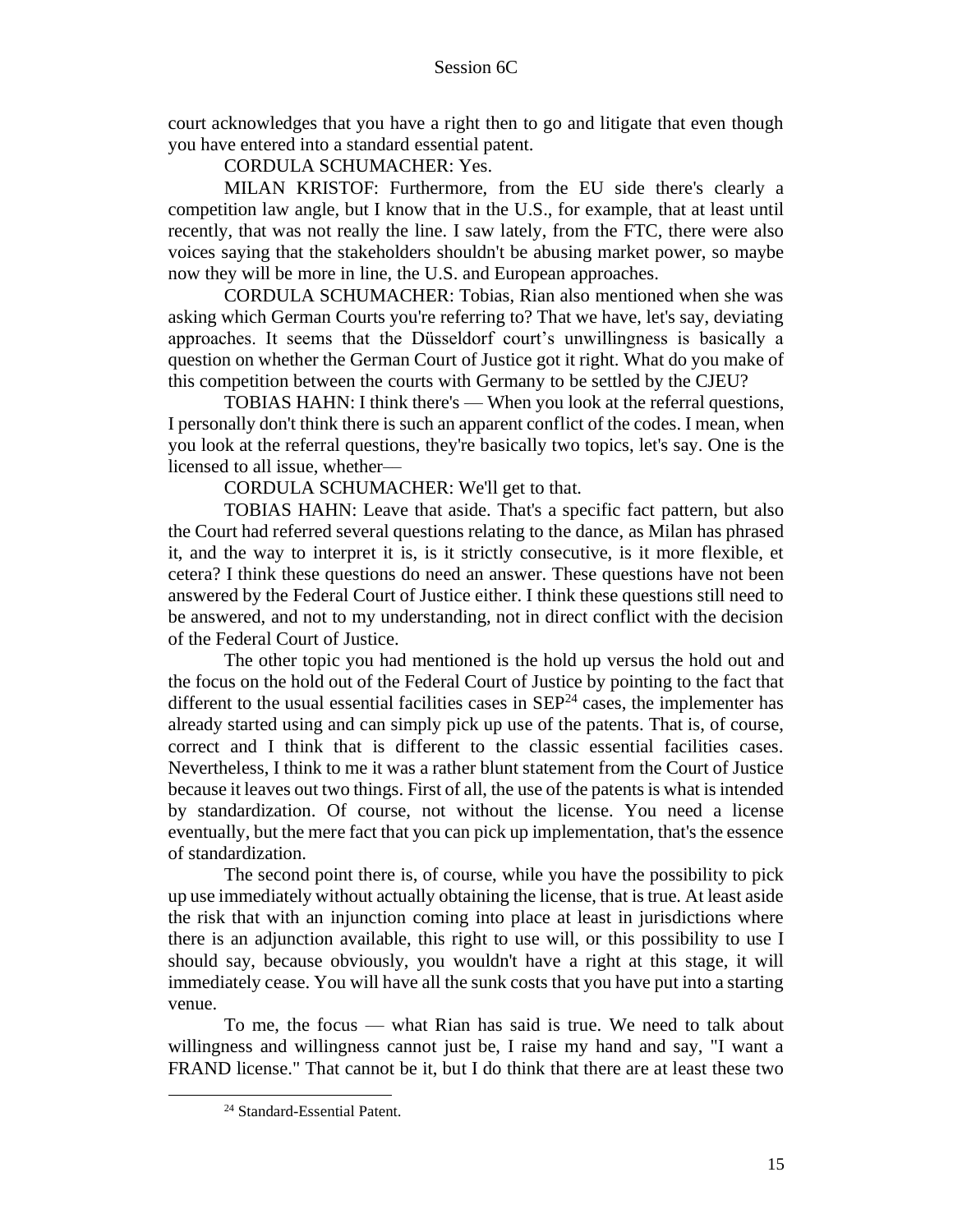court acknowledges that you have a right then to go and litigate that even though you have entered into a standard essential patent.

CORDULA SCHUMACHER: Yes.

MILAN KRISTOF: Furthermore, from the EU side there's clearly a competition law angle, but I know that in the U.S., for example, that at least until recently, that was not really the line. I saw lately, from the FTC, there were also voices saying that the stakeholders shouldn't be abusing market power, so maybe now they will be more in line, the U.S. and European approaches.

CORDULA SCHUMACHER: Tobias, Rian also mentioned when she was asking which German Courts you're referring to? That we have, let's say, deviating approaches. It seems that the Düsseldorf court's unwillingness is basically a question on whether the German Court of Justice got it right. What do you make of this competition between the courts with Germany to be settled by the CJEU?

TOBIAS HAHN: I think there's — When you look at the referral questions, I personally don't think there is such an apparent conflict of the codes. I mean, when you look at the referral questions, they're basically two topics, let's say. One is the licensed to all issue, whether—

CORDULA SCHUMACHER: We'll get to that.

TOBIAS HAHN: Leave that aside. That's a specific fact pattern, but also the Court had referred several questions relating to the dance, as Milan has phrased it, and the way to interpret it is, is it strictly consecutive, is it more flexible, et cetera? I think these questions do need an answer. These questions have not been answered by the Federal Court of Justice either. I think these questions still need to be answered, and not to my understanding, not in direct conflict with the decision of the Federal Court of Justice.

The other topic you had mentioned is the hold up versus the hold out and the focus on the hold out of the Federal Court of Justice by pointing to the fact that different to the usual essential facilities cases in SEP[24] cases, the implementer has already started using and can simply pick up use of the patents. That is, of course, correct and I think that is different to the classic essential facilities cases. Nevertheless, I think to me it was a rather blunt statement from the Court of Justice because it leaves out two things. First of all, the use of the patents is what is intended by standardization. Of course, not without the license. You need a license eventually, but the mere fact that you can pick up implementation, that's the essence of standardization.

The second point there is, of course, while you have the possibility to pick up use immediately without actually obtaining the license, that is true. At least aside the risk that with an injunction coming into place at least in jurisdictions where there is an adjunction available, this right to use will, or this possibility to use I should say, because obviously, you wouldn't have a right at this stage, it will immediately cease. You will have all the sunk costs that you have put into a starting venue.

To me, the focus — what Rian has said is true. We need to talk about willingness and willingness cannot just be, I raise my hand and say, "I want a FRAND license." That cannot be it, but I do think that there are at least these two

[24] Standard-Essential Patent.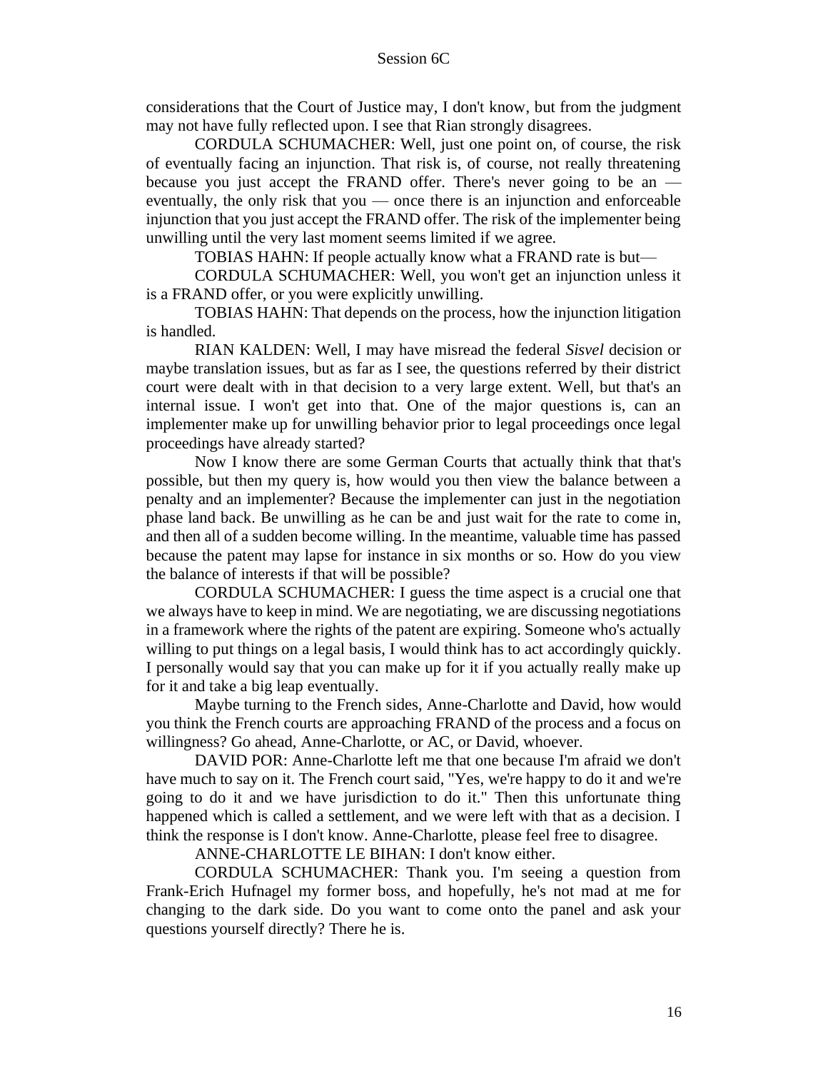considerations that the Court of Justice may, I don't know, but from the judgment may not have fully reflected upon. I see that Rian strongly disagrees.

CORDULA SCHUMACHER: Well, just one point on, of course, the risk of eventually facing an injunction. That risk is, of course, not really threatening because you just accept the FRAND offer. There's never going to be an — eventually, the only risk that you — once there is an injunction and enforceable injunction that you just accept the FRAND offer. The risk of the implementer being unwilling until the very last moment seems limited if we agree.

TOBIAS HAHN: If people actually know what a FRAND rate is but—

CORDULA SCHUMACHER: Well, you won't get an injunction unless it is a FRAND offer, or you were explicitly unwilling.

TOBIAS HAHN: That depends on the process, how the injunction litigation is handled.

RIAN KALDEN: Well, I may have misread the federal *Sisvel* decision or maybe translation issues, but as far as I see, the questions referred by their district court were dealt with in that decision to a very large extent. Well, but that's an internal issue. I won't get into that. One of the major questions is, can an implementer make up for unwilling behavior prior to legal proceedings once legal proceedings have already started?

Now I know there are some German Courts that actually think that that's possible, but then my query is, how would you then view the balance between a penalty and an implementer? Because the implementer can just in the negotiation phase land back. Be unwilling as he can be and just wait for the rate to come in, and then all of a sudden become willing. In the meantime, valuable time has passed because the patent may lapse for instance in six months or so. How do you view the balance of interests if that will be possible?

CORDULA SCHUMACHER: I guess the time aspect is a crucial one that we always have to keep in mind. We are negotiating, we are discussing negotiations in a framework where the rights of the patent are expiring. Someone who's actually willing to put things on a legal basis, I would think has to act accordingly quickly. I personally would say that you can make up for it if you actually really make up for it and take a big leap eventually.

Maybe turning to the French sides, Anne-Charlotte and David, how would you think the French courts are approaching FRAND of the process and a focus on willingness? Go ahead, Anne-Charlotte, or AC, or David, whoever.

DAVID POR: Anne-Charlotte left me that one because I'm afraid we don't have much to say on it. The French court said, "Yes, we're happy to do it and we're going to do it and we have jurisdiction to do it." Then this unfortunate thing happened which is called a settlement, and we were left with that as a decision. I think the response is I don't know. Anne-Charlotte, please feel free to disagree.

ANNE-CHARLOTTE LE BIHAN: I don't know either.

CORDULA SCHUMACHER: Thank you. I'm seeing a question from Frank-Erich Hufnagel my former boss, and hopefully, he's not mad at me for changing to the dark side. Do you want to come onto the panel and ask your questions yourself directly? There he is.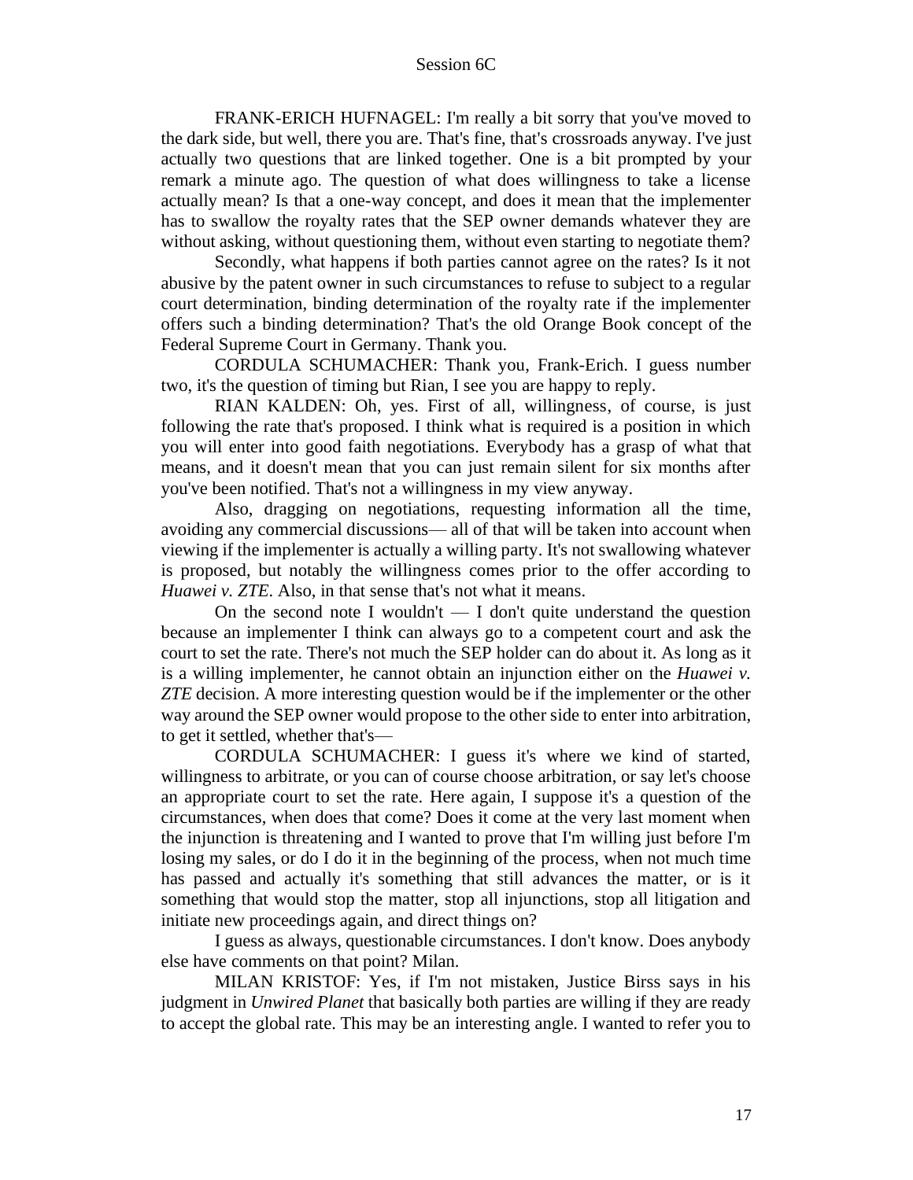FRANK-ERICH HUFNAGEL: I'm really a bit sorry that you've moved to the dark side, but well, there you are. That's fine, that's crossroads anyway. I've just actually two questions that are linked together. One is a bit prompted by your remark a minute ago. The question of what does willingness to take a license actually mean? Is that a one-way concept, and does it mean that the implementer has to swallow the royalty rates that the SEP owner demands whatever they are without asking, without questioning them, without even starting to negotiate them?

Secondly, what happens if both parties cannot agree on the rates? Is it not abusive by the patent owner in such circumstances to refuse to subject to a regular court determination, binding determination of the royalty rate if the implementer offers such a binding determination? That's the old Orange Book concept of the Federal Supreme Court in Germany. Thank you.

CORDULA SCHUMACHER: Thank you, Frank-Erich. I guess number two, it's the question of timing but Rian, I see you are happy to reply.

RIAN KALDEN: Oh, yes. First of all, willingness, of course, is just following the rate that's proposed. I think what is required is a position in which you will enter into good faith negotiations. Everybody has a grasp of what that means, and it doesn't mean that you can just remain silent for six months after you've been notified. That's not a willingness in my view anyway.

Also, dragging on negotiations, requesting information all the time, avoiding any commercial discussions— all of that will be taken into account when viewing if the implementer is actually a willing party. It's not swallowing whatever is proposed, but notably the willingness comes prior to the offer according to *Huawei v. ZTE*. Also, in that sense that's not what it means.

On the second note I wouldn't — I don't quite understand the question because an implementer I think can always go to a competent court and ask the court to set the rate. There's not much the SEP holder can do about it. As long as it is a willing implementer, he cannot obtain an injunction either on the *Huawei v. ZTE* decision. A more interesting question would be if the implementer or the other way around the SEP owner would propose to the other side to enter into arbitration, to get it settled, whether that's—

CORDULA SCHUMACHER: I guess it's where we kind of started, willingness to arbitrate, or you can of course choose arbitration, or say let's choose an appropriate court to set the rate. Here again, I suppose it's a question of the circumstances, when does that come? Does it come at the very last moment when the injunction is threatening and I wanted to prove that I'm willing just before I'm losing my sales, or do I do it in the beginning of the process, when not much time has passed and actually it's something that still advances the matter, or is it something that would stop the matter, stop all injunctions, stop all litigation and initiate new proceedings again, and direct things on?

I guess as always, questionable circumstances. I don't know. Does anybody else have comments on that point? Milan.

MILAN KRISTOF: Yes, if I'm not mistaken, Justice Birss says in his judgment in *Unwired Planet* that basically both parties are willing if they are ready to accept the global rate. This may be an interesting angle. I wanted to refer you to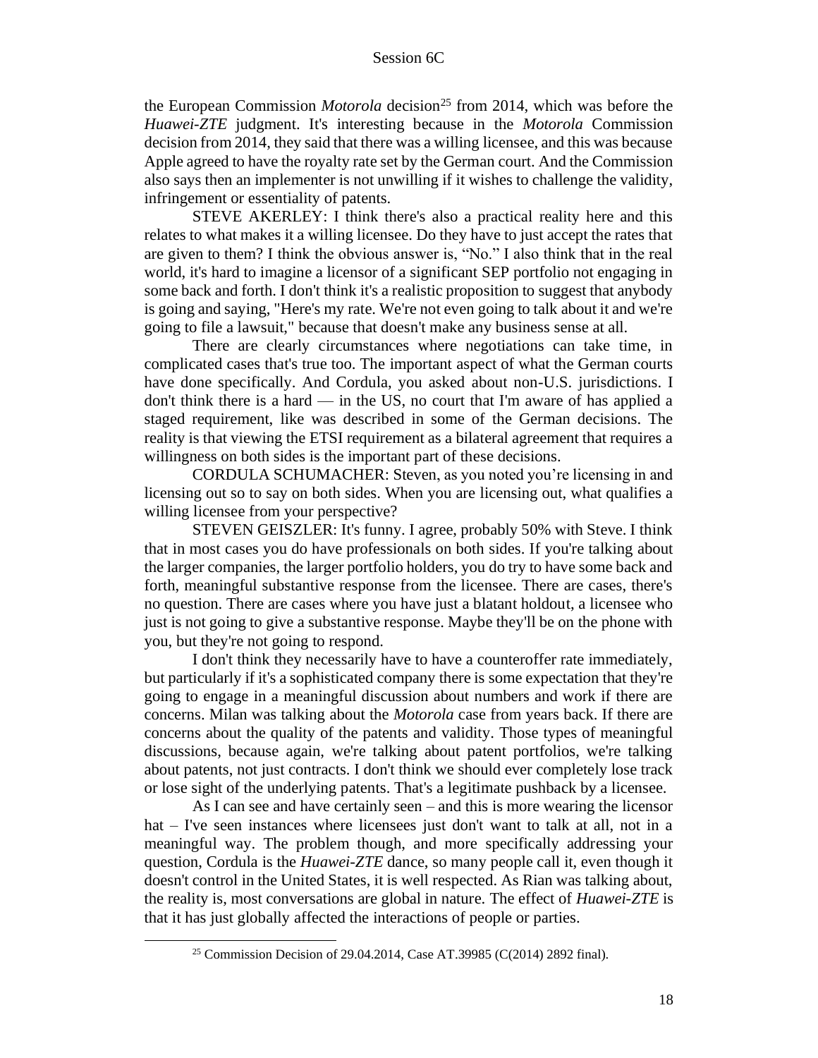the European Commission *Motorola* decision[25] from 2014, which was before the *Huawei-ZTE* judgment. It's interesting because in the *Motorola* Commission decision from 2014, they said that there was a willing licensee, and this was because Apple agreed to have the royalty rate set by the German court. And the Commission also says then an implementer is not unwilling if it wishes to challenge the validity, infringement or essentiality of patents.

STEVE AKERLEY: I think there's also a practical reality here and this relates to what makes it a willing licensee. Do they have to just accept the rates that are given to them? I think the obvious answer is, "No." I also think that in the real world, it's hard to imagine a licensor of a significant SEP portfolio not engaging in some back and forth. I don't think it's a realistic proposition to suggest that anybody is going and saying, "Here's my rate. We're not even going to talk about it and we're going to file a lawsuit," because that doesn't make any business sense at all.

There are clearly circumstances where negotiations can take time, in complicated cases that's true too. The important aspect of what the German courts have done specifically. And Cordula, you asked about non-U.S. jurisdictions. I don't think there is a hard — in the US, no court that I'm aware of has applied a staged requirement, like was described in some of the German decisions. The reality is that viewing the ETSI requirement as a bilateral agreement that requires a willingness on both sides is the important part of these decisions.

CORDULA SCHUMACHER: Steven, as you noted you're licensing in and licensing out so to say on both sides. When you are licensing out, what qualifies a willing licensee from your perspective?

STEVEN GEISZLER: It's funny. I agree, probably 50% with Steve. I think that in most cases you do have professionals on both sides. If you're talking about the larger companies, the larger portfolio holders, you do try to have some back and forth, meaningful substantive response from the licensee. There are cases, there's no question. There are cases where you have just a blatant holdout, a licensee who just is not going to give a substantive response. Maybe they'll be on the phone with you, but they're not going to respond.

I don't think they necessarily have to have a counteroffer rate immediately, but particularly if it's a sophisticated company there is some expectation that they're going to engage in a meaningful discussion about numbers and work if there are concerns. Milan was talking about the *Motorola* case from years back. If there are concerns about the quality of the patents and validity. Those types of meaningful discussions, because again, we're talking about patent portfolios, we're talking about patents, not just contracts. I don't think we should ever completely lose track or lose sight of the underlying patents. That's a legitimate pushback by a licensee.

As I can see and have certainly seen – and this is more wearing the licensor hat – I've seen instances where licensees just don't want to talk at all, not in a meaningful way. The problem though, and more specifically addressing your question, Cordula is the *Huawei-ZTE* dance, so many people call it, even though it doesn't control in the United States, it is well respected. As Rian was talking about, the reality is, most conversations are global in nature. The effect of *Huawei-ZTE* is that it has just globally affected the interactions of people or parties.

[25] Commission Decision of 29.04.2014, Case AT.39985 (C(2014) 2892 final).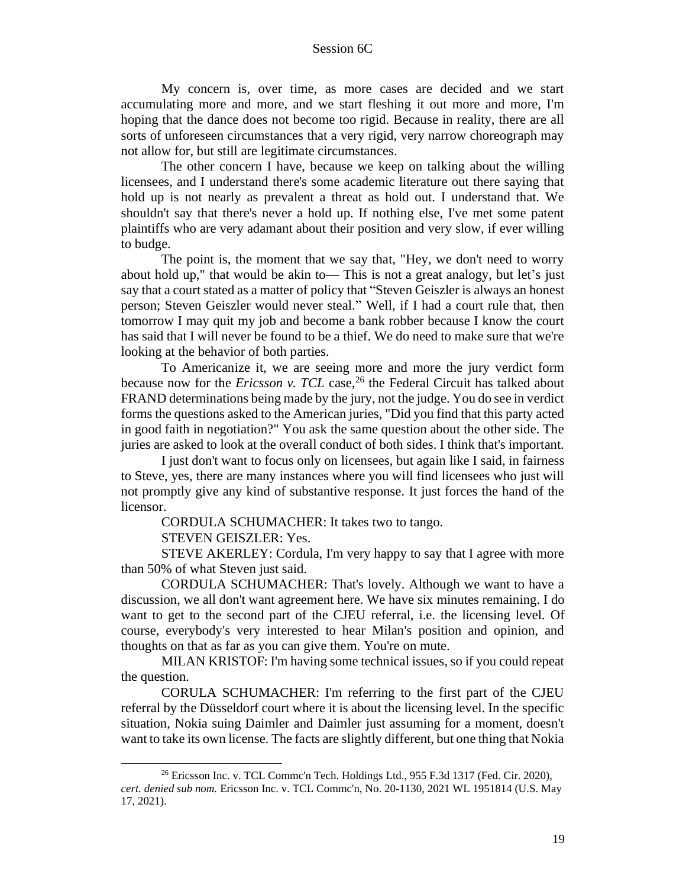My concern is, over time, as more cases are decided and we start accumulating more and more, and we start fleshing it out more and more, I'm hoping that the dance does not become too rigid. Because in reality, there are all sorts of unforeseen circumstances that a very rigid, very narrow choreograph may not allow for, but still are legitimate circumstances.

The other concern I have, because we keep on talking about the willing licensees, and I understand there's some academic literature out there saying that hold up is not nearly as prevalent a threat as hold out. I understand that. We shouldn't say that there's never a hold up. If nothing else, I've met some patent plaintiffs who are very adamant about their position and very slow, if ever willing to budge.

The point is, the moment that we say that, "Hey, we don't need to worry about hold up," that would be akin to— This is not a great analogy, but let's just say that a court stated as a matter of policy that "Steven Geiszler is always an honest person; Steven Geiszler would never steal." Well, if I had a court rule that, then tomorrow I may quit my job and become a bank robber because I know the court has said that I will never be found to be a thief. We do need to make sure that we're looking at the behavior of both parties.

To Americanize it, we are seeing more and more the jury verdict form because now for the *Ericsson v. TCL* case,[26] the Federal Circuit has talked about FRAND determinations being made by the jury, not the judge. You do see in verdict forms the questions asked to the American juries, "Did you find that this party acted in good faith in negotiation?" You ask the same question about the other side. The juries are asked to look at the overall conduct of both sides. I think that's important.

I just don't want to focus only on licensees, but again like I said, in fairness to Steve, yes, there are many instances where you will find licensees who just will not promptly give any kind of substantive response. It just forces the hand of the licensor.

CORDULA SCHUMACHER: It takes two to tango.

STEVEN GEISZLER: Yes.

STEVE AKERLEY: Cordula, I'm very happy to say that I agree with more than 50% of what Steven just said.

CORDULA SCHUMACHER: That's lovely. Although we want to have a discussion, we all don't want agreement here. We have six minutes remaining. I do want to get to the second part of the CJEU referral, i.e. the licensing level. Of course, everybody's very interested to hear Milan's position and opinion, and thoughts on that as far as you can give them. You're on mute.

MILAN KRISTOF: I'm having some technical issues, so if you could repeat the question.

CORULA SCHUMACHER: I'm referring to the first part of the CJEU referral by the Düsseldorf court where it is about the licensing level. In the specific situation, Nokia suing Daimler and Daimler just assuming for a moment, doesn't want to take its own license. The facts are slightly different, but one thing that Nokia

---

[26] Ericsson Inc. v. TCL Commc'n Tech. Holdings Ltd., 955 F.3d 1317 (Fed. Cir. 2020), *cert. denied sub nom.* Ericsson Inc. v. TCL Commc'n, No. 20-1130, 2021 WL 1951814 (U.S. May 17, 2021).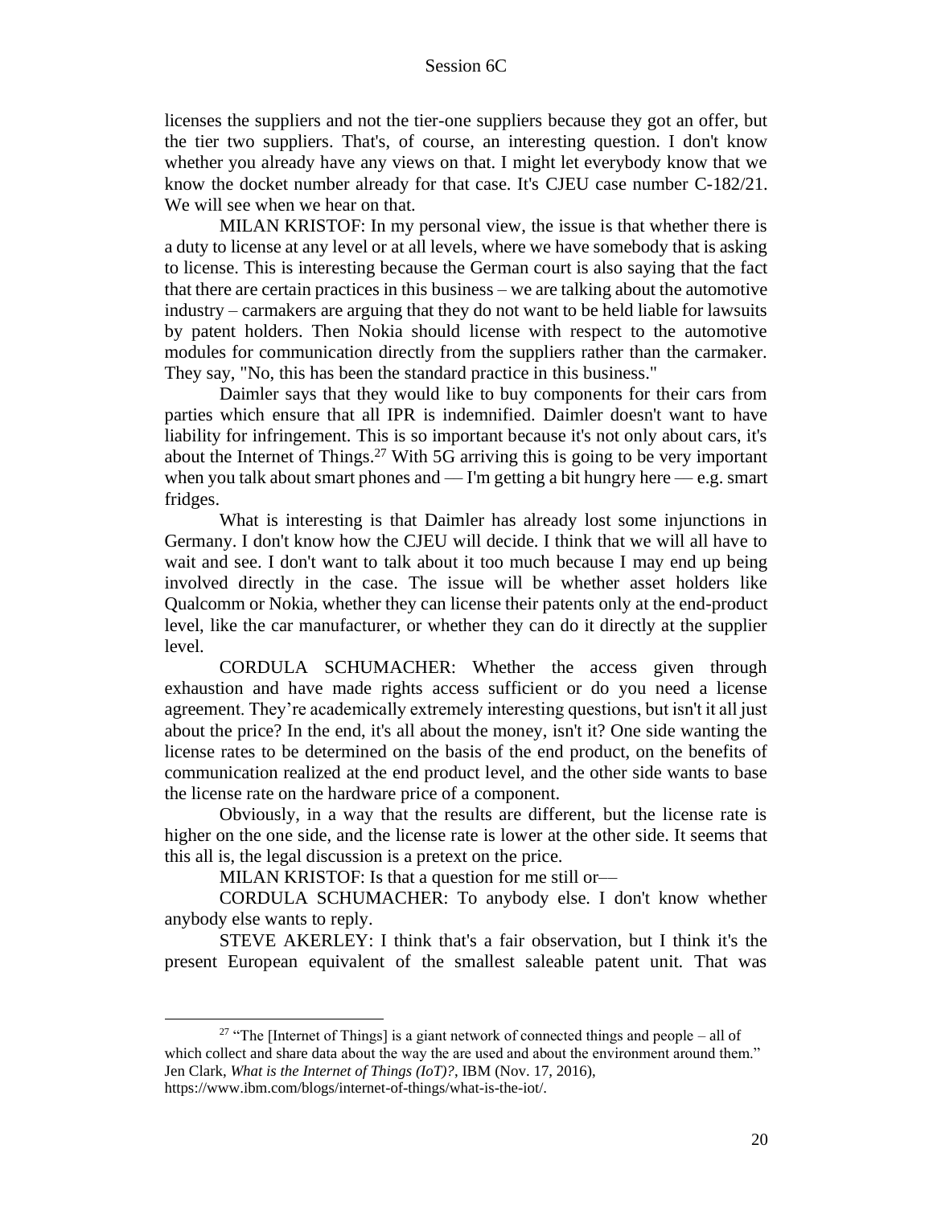licenses the suppliers and not the tier-one suppliers because they got an offer, but the tier two suppliers. That's, of course, an interesting question. I don't know whether you already have any views on that. I might let everybody know that we know the docket number already for that case. It's CJEU case number C-182/21. We will see when we hear on that.

MILAN KRISTOF: In my personal view, the issue is that whether there is a duty to license at any level or at all levels, where we have somebody that is asking to license. This is interesting because the German court is also saying that the fact that there are certain practices in this business – we are talking about the automotive industry – carmakers are arguing that they do not want to be held liable for lawsuits by patent holders. Then Nokia should license with respect to the automotive modules for communication directly from the suppliers rather than the carmaker. They say, "No, this has been the standard practice in this business."

Daimler says that they would like to buy components for their cars from parties which ensure that all IPR is indemnified. Daimler doesn't want to have liability for infringement. This is so important because it's not only about cars, it's about the Internet of Things.[27] With 5G arriving this is going to be very important when you talk about smart phones and — I'm getting a bit hungry here — e.g. smart fridges.

What is interesting is that Daimler has already lost some injunctions in Germany. I don't know how the CJEU will decide. I think that we will all have to wait and see. I don't want to talk about it too much because I may end up being involved directly in the case. The issue will be whether asset holders like Qualcomm or Nokia, whether they can license their patents only at the end-product level, like the car manufacturer, or whether they can do it directly at the supplier level.

CORDULA SCHUMACHER: Whether the access given through exhaustion and have made rights access sufficient or do you need a license agreement. They're academically extremely interesting questions, but isn't it all just about the price? In the end, it's all about the money, isn't it? One side wanting the license rates to be determined on the basis of the end product, on the benefits of communication realized at the end product level, and the other side wants to base the license rate on the hardware price of a component.

Obviously, in a way that the results are different, but the license rate is higher on the one side, and the license rate is lower at the other side. It seems that this all is, the legal discussion is a pretext on the price.

MILAN KRISTOF: Is that a question for me still or—

CORDULA SCHUMACHER: To anybody else. I don't know whether anybody else wants to reply.

STEVE AKERLEY: I think that's a fair observation, but I think it's the present European equivalent of the smallest saleable patent unit. That was

---

[27] "The [Internet of Things] is a giant network of connected things and people – all of which collect and share data about the way the are used and about the environment around them." Jen Clark, *What is the Internet of Things (IoT)?*, IBM (Nov. 17, 2016), https://www.ibm.com/blogs/internet-of-things/what-is-the-iot/.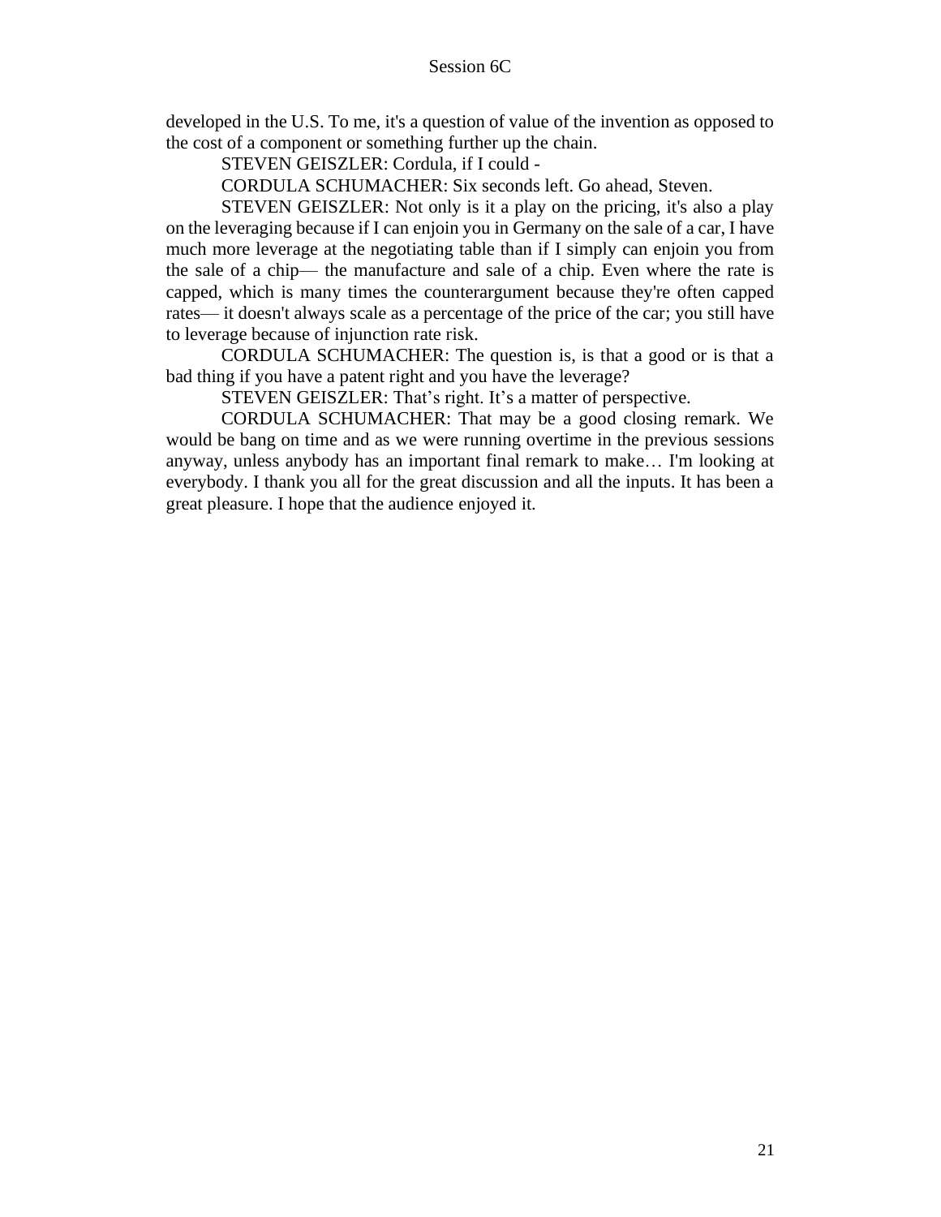developed in the U.S. To me, it's a question of value of the invention as opposed to the cost of a component or something further up the chain.

STEVEN GEISZLER: Cordula, if I could -

CORDULA SCHUMACHER: Six seconds left. Go ahead, Steven.

STEVEN GEISZLER: Not only is it a play on the pricing, it's also a play on the leveraging because if I can enjoin you in Germany on the sale of a car, I have much more leverage at the negotiating table than if I simply can enjoin you from the sale of a chip— the manufacture and sale of a chip. Even where the rate is capped, which is many times the counterargument because they're often capped rates— it doesn't always scale as a percentage of the price of the car; you still have to leverage because of injunction rate risk.

CORDULA SCHUMACHER: The question is, is that a good or is that a bad thing if you have a patent right and you have the leverage?

STEVEN GEISZLER: That's right. It's a matter of perspective.

CORDULA SCHUMACHER: That may be a good closing remark. We would be bang on time and as we were running overtime in the previous sessions anyway, unless anybody has an important final remark to make… I'm looking at everybody. I thank you all for the great discussion and all the inputs. It has been a great pleasure. I hope that the audience enjoyed it.